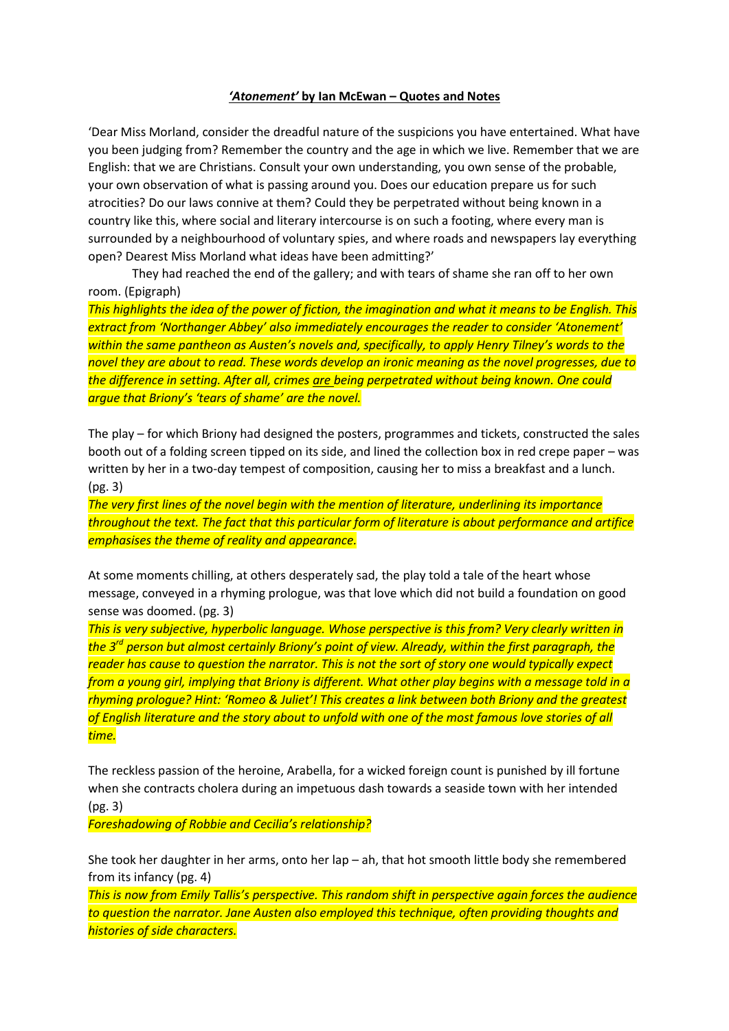# ***'Atonement'* by Ian McEwan – Quotes and Notes**

'Dear Miss Morland, consider the dreadful nature of the suspicions you have entertained. What have you been judging from? Remember the country and the age in which we live. Remember that we are English: that we are Christians. Consult your own understanding, you own sense of the probable, your own observation of what is passing around you. Does our education prepare us for such atrocities? Do our laws connive at them? Could they be perpetrated without being known in a country like this, where social and literary intercourse is on such a footing, where every man is surrounded by a neighbourhood of voluntary spies, and where roads and newspapers lay everything open? Dearest Miss Morland what ideas have been admitting?'

They had reached the end of the gallery; and with tears of shame she ran off to her own room. (Epigraph)

*This highlights the idea of the power of fiction, the imagination and what it means to be English. This extract from 'Northanger Abbey' also immediately encourages the reader to consider 'Atonement' within the same pantheon as Austen's novels and, specifically, to apply Henry Tilney's words to the novel they are about to read. These words develop an ironic meaning as the novel progresses, due to the difference in setting. After all, crimes <u>are</u> being perpetrated without being known. One could argue that Briony's 'tears of shame' are the novel.*

The play – for which Briony had designed the posters, programmes and tickets, constructed the sales booth out of a folding screen tipped on its side, and lined the collection box in red crepe paper – was written by her in a two-day tempest of composition, causing her to miss a breakfast and a lunch. (pg. 3)

*The very first lines of the novel begin with the mention of literature, underlining its importance throughout the text. The fact that this particular form of literature is about performance and artifice emphasises the theme of reality and appearance.*

At some moments chilling, at others desperately sad, the play told a tale of the heart whose message, conveyed in a rhyming prologue, was that love which did not build a foundation on good sense was doomed. (pg. 3)

*This is very subjective, hyperbolic language. Whose perspective is this from? Very clearly written in the 3rd person but almost certainly Briony's point of view. Already, within the first paragraph, the reader has cause to question the narrator. This is not the sort of story one would typically expect from a young girl, implying that Briony is different. What other play begins with a message told in a rhyming prologue? Hint: 'Romeo & Juliet'! This creates a link between both Briony and the greatest of English literature and the story about to unfold with one of the most famous love stories of all time.*

The reckless passion of the heroine, Arabella, for a wicked foreign count is punished by ill fortune when she contracts cholera during an impetuous dash towards a seaside town with her intended (pg. 3)

*Foreshadowing of Robbie and Cecilia's relationship?*

She took her daughter in her arms, onto her lap – ah, that hot smooth little body she remembered from its infancy (pg. 4)

*This is now from Emily Tallis's perspective. This random shift in perspective again forces the audience to question the narrator. Jane Austen also employed this technique, often providing thoughts and histories of side characters.*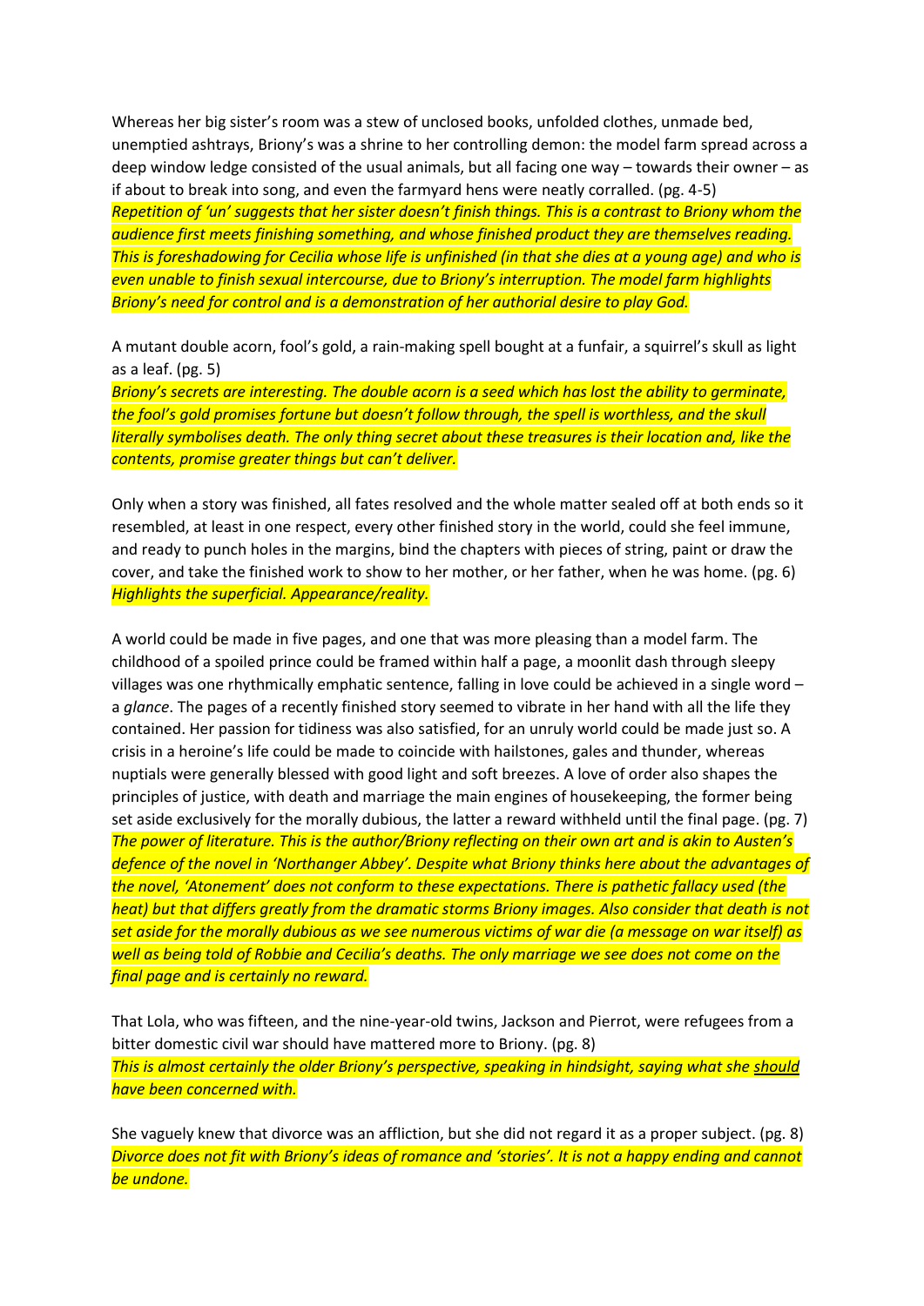Whereas her big sister's room was a stew of unclosed books, unfolded clothes, unmade bed, unemptied ashtrays, Briony's was a shrine to her controlling demon: the model farm spread across a deep window ledge consisted of the usual animals, but all facing one way – towards their owner – as if about to break into song, and even the farmyard hens were neatly corralled. (pg. 4-5)

*Repetition of 'un' suggests that her sister doesn't finish things. This is a contrast to Briony whom the audience first meets finishing something, and whose finished product they are themselves reading. This is foreshadowing for Cecilia whose life is unfinished (in that she dies at a young age) and who is even unable to finish sexual intercourse, due to Briony's interruption. The model farm highlights Briony's need for control and is a demonstration of her authorial desire to play God.*

A mutant double acorn, fool's gold, a rain-making spell bought at a funfair, a squirrel's skull as light as a leaf. (pg. 5)

*Briony's secrets are interesting. The double acorn is a seed which has lost the ability to germinate, the fool's gold promises fortune but doesn't follow through, the spell is worthless, and the skull literally symbolises death. The only thing secret about these treasures is their location and, like the contents, promise greater things but can't deliver.*

Only when a story was finished, all fates resolved and the whole matter sealed off at both ends so it resembled, at least in one respect, every other finished story in the world, could she feel immune, and ready to punch holes in the margins, bind the chapters with pieces of string, paint or draw the cover, and take the finished work to show to her mother, or her father, when he was home. (pg. 6)

*Highlights the superficial. Appearance/reality.*

A world could be made in five pages, and one that was more pleasing than a model farm. The childhood of a spoiled prince could be framed within half a page, a moonlit dash through sleepy villages was one rhythmically emphatic sentence, falling in love could be achieved in a single word – a *glance*. The pages of a recently finished story seemed to vibrate in her hand with all the life they contained. Her passion for tidiness was also satisfied, for an unruly world could be made just so. A crisis in a heroine's life could be made to coincide with hailstones, gales and thunder, whereas nuptials were generally blessed with good light and soft breezes. A love of order also shapes the principles of justice, with death and marriage the main engines of housekeeping, the former being set aside exclusively for the morally dubious, the latter a reward withheld until the final page. (pg. 7)

*The power of literature. This is the author/Briony reflecting on their own art and is akin to Austen's defence of the novel in 'Northanger Abbey'. Despite what Briony thinks here about the advantages of the novel, 'Atonement' does not conform to these expectations. There is pathetic fallacy used (the heat) but that differs greatly from the dramatic storms Briony images. Also consider that death is not set aside for the morally dubious as we see numerous victims of war die (a message on war itself) as well as being told of Robbie and Cecilia's deaths. The only marriage we see does not come on the final page and is certainly no reward.*

That Lola, who was fifteen, and the nine-year-old twins, Jackson and Pierrot, were refugees from a bitter domestic civil war should have mattered more to Briony. (pg. 8)

*This is almost certainly the older Briony's perspective, speaking in hindsight, saying what she <u>should</u> have been concerned with.*

She vaguely knew that divorce was an affliction, but she did not regard it as a proper subject. (pg. 8)

*Divorce does not fit with Briony's ideas of romance and 'stories'. It is not a happy ending and cannot be undone.*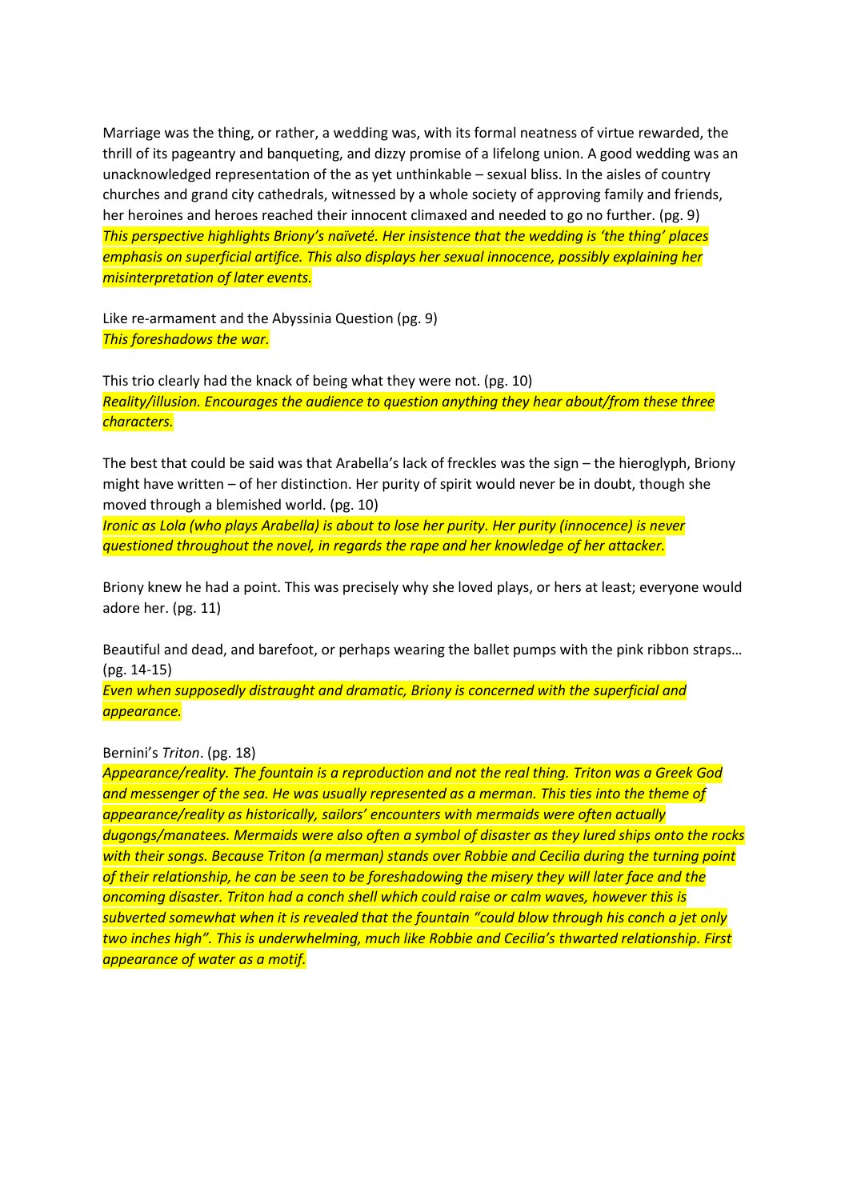Marriage was the thing, or rather, a wedding was, with its formal neatness of virtue rewarded, the thrill of its pageantry and banqueting, and dizzy promise of a lifelong union. A good wedding was an unacknowledged representation of the as yet unthinkable – sexual bliss. In the aisles of country churches and grand city cathedrals, witnessed by a whole society of approving family and friends, her heroines and heroes reached their innocent climaxed and needed to go no further. (pg. 9)
*This perspective highlights Briony's naïveté. Her insistence that the wedding is 'the thing' places emphasis on superficial artifice. This also displays her sexual innocence, possibly explaining her misinterpretation of later events.*

Like re-armament and the Abyssinia Question (pg. 9)
*This foreshadows the war.*

This trio clearly had the knack of being what they were not. (pg. 10)
*Reality/illusion. Encourages the audience to question anything they hear about/from these three characters.*

The best that could be said was that Arabella's lack of freckles was the sign – the hieroglyph, Briony might have written – of her distinction. Her purity of spirit would never be in doubt, though she moved through a blemished world. (pg. 10)
*Ironic as Lola (who plays Arabella) is about to lose her purity. Her purity (innocence) is never questioned throughout the novel, in regards the rape and her knowledge of her attacker.*

Briony knew he had a point. This was precisely why she loved plays, or hers at least; everyone would adore her. (pg. 11)

Beautiful and dead, and barefoot, or perhaps wearing the ballet pumps with the pink ribbon straps… (pg. 14-15)
*Even when supposedly distraught and dramatic, Briony is concerned with the superficial and appearance.*

Bernini's *Triton*. (pg. 18)
*Appearance/reality. The fountain is a reproduction and not the real thing. Triton was a Greek God and messenger of the sea. He was usually represented as a merman. This ties into the theme of appearance/reality as historically, sailors' encounters with mermaids were often actually dugongs/manatees. Mermaids were also often a symbol of disaster as they lured ships onto the rocks with their songs. Because Triton (a merman) stands over Robbie and Cecilia during the turning point of their relationship, he can be seen to be foreshadowing the misery they will later face and the oncoming disaster. Triton had a conch shell which could raise or calm waves, however this is subverted somewhat when it is revealed that the fountain "could blow through his conch a jet only two inches high". This is underwhelming, much like Robbie and Cecilia's thwarted relationship. First appearance of water as a motif.*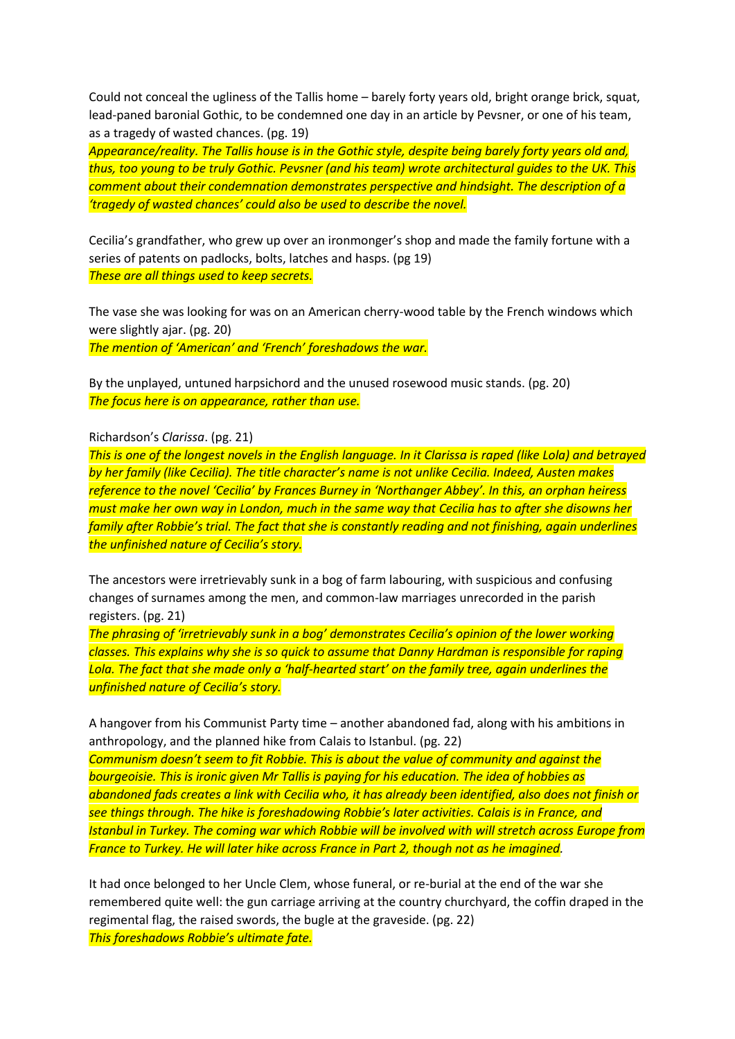Could not conceal the ugliness of the Tallis home – barely forty years old, bright orange brick, squat, lead-paned baronial Gothic, to be condemned one day in an article by Pevsner, or one of his team, as a tragedy of wasted chances. (pg. 19)

*Appearance/reality. The Tallis house is in the Gothic style, despite being barely forty years old and, thus, too young to be truly Gothic. Pevsner (and his team) wrote architectural guides to the UK. This comment about their condemnation demonstrates perspective and hindsight. The description of a 'tragedy of wasted chances' could also be used to describe the novel.*

Cecilia's grandfather, who grew up over an ironmonger's shop and made the family fortune with a series of patents on padlocks, bolts, latches and hasps. (pg 19)

*These are all things used to keep secrets.*

The vase she was looking for was on an American cherry-wood table by the French windows which were slightly ajar. (pg. 20)

*The mention of 'American' and 'French' foreshadows the war.*

By the unplayed, untuned harpsichord and the unused rosewood music stands. (pg. 20)

*The focus here is on appearance, rather than use.*

Richardson's *Clarissa*. (pg. 21)

*This is one of the longest novels in the English language. In it Clarissa is raped (like Lola) and betrayed by her family (like Cecilia). The title character's name is not unlike Cecilia. Indeed, Austen makes reference to the novel 'Cecilia' by Frances Burney in 'Northanger Abbey'. In this, an orphan heiress must make her own way in London, much in the same way that Cecilia has to after she disowns her family after Robbie's trial. The fact that she is constantly reading and not finishing, again underlines the unfinished nature of Cecilia's story.*

The ancestors were irretrievably sunk in a bog of farm labouring, with suspicious and confusing changes of surnames among the men, and common-law marriages unrecorded in the parish registers. (pg. 21)

*The phrasing of 'irretrievably sunk in a bog' demonstrates Cecilia's opinion of the lower working classes. This explains why she is so quick to assume that Danny Hardman is responsible for raping Lola. The fact that she made only a 'half-hearted start' on the family tree, again underlines the unfinished nature of Cecilia's story.*

A hangover from his Communist Party time – another abandoned fad, along with his ambitions in anthropology, and the planned hike from Calais to Istanbul. (pg. 22)

*Communism doesn't seem to fit Robbie. This is about the value of community and against the bourgeoisie. This is ironic given Mr Tallis is paying for his education. The idea of hobbies as abandoned fads creates a link with Cecilia who, it has already been identified, also does not finish or see things through. The hike is foreshadowing Robbie's later activities. Calais is in France, and Istanbul in Turkey. The coming war which Robbie will be involved with will stretch across Europe from France to Turkey. He will later hike across France in Part 2, though not as he imagined.*

It had once belonged to her Uncle Clem, whose funeral, or re-burial at the end of the war she remembered quite well: the gun carriage arriving at the country churchyard, the coffin draped in the regimental flag, the raised swords, the bugle at the graveside. (pg. 22)

*This foreshadows Robbie's ultimate fate.*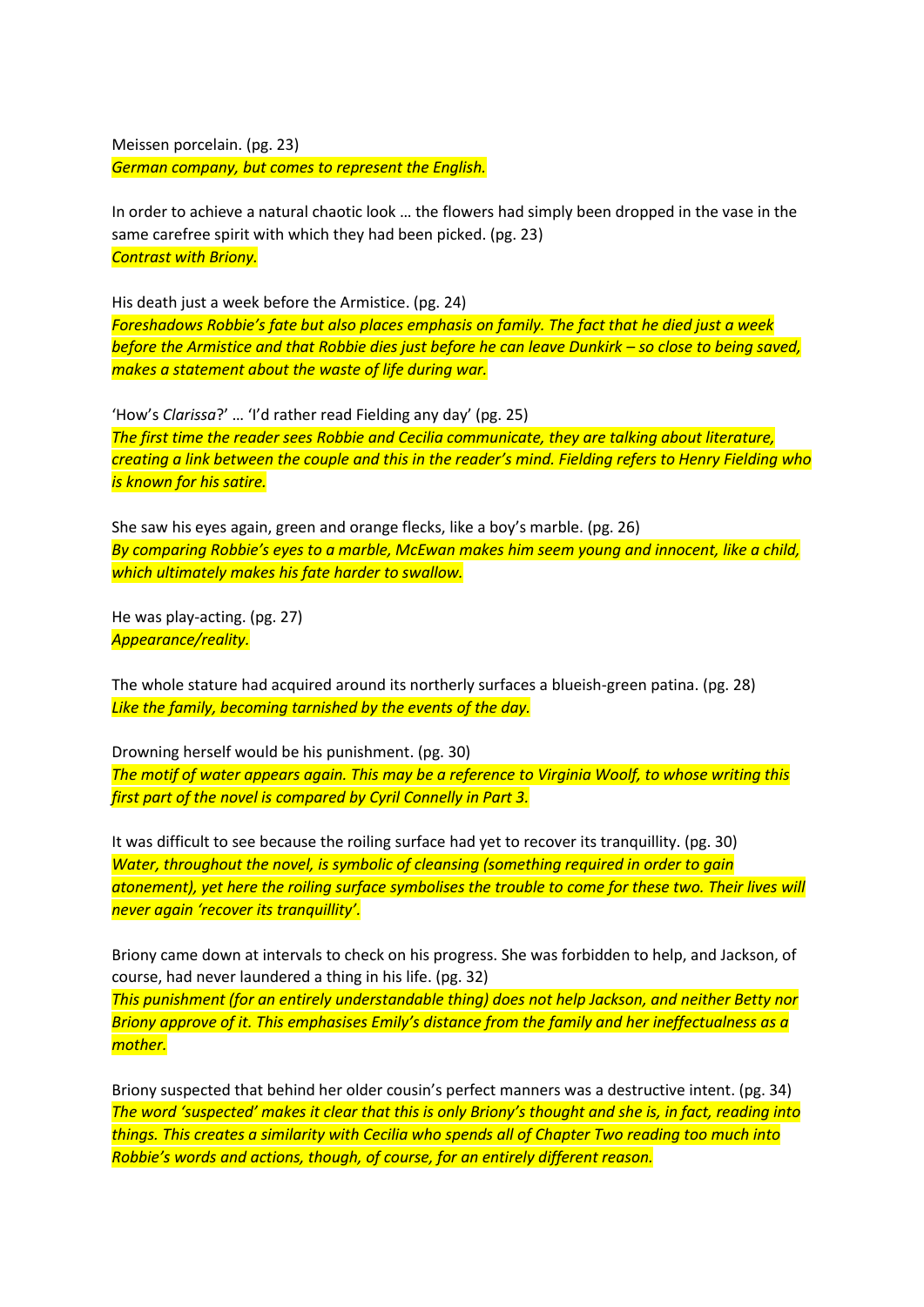Meissen porcelain. (pg. 23)

*German company, but comes to represent the English.*

In order to achieve a natural chaotic look … the flowers had simply been dropped in the vase in the same carefree spirit with which they had been picked. (pg. 23)

*Contrast with Briony.*

His death just a week before the Armistice. (pg. 24)

*Foreshadows Robbie's fate but also places emphasis on family. The fact that he died just a week before the Armistice and that Robbie dies just before he can leave Dunkirk – so close to being saved, makes a statement about the waste of life during war.*

'How's *Clarissa*?' … 'I'd rather read Fielding any day' (pg. 25)

*The first time the reader sees Robbie and Cecilia communicate, they are talking about literature, creating a link between the couple and this in the reader's mind. Fielding refers to Henry Fielding who is known for his satire.*

She saw his eyes again, green and orange flecks, like a boy's marble. (pg. 26)

*By comparing Robbie's eyes to a marble, McEwan makes him seem young and innocent, like a child, which ultimately makes his fate harder to swallow.*

He was play-acting. (pg. 27)

*Appearance/reality.*

The whole stature had acquired around its northerly surfaces a blueish-green patina. (pg. 28)

*Like the family, becoming tarnished by the events of the day.*

Drowning herself would be his punishment. (pg. 30)

*The motif of water appears again. This may be a reference to Virginia Woolf, to whose writing this first part of the novel is compared by Cyril Connelly in Part 3.*

It was difficult to see because the roiling surface had yet to recover its tranquillity. (pg. 30)

*Water, throughout the novel, is symbolic of cleansing (something required in order to gain atonement), yet here the roiling surface symbolises the trouble to come for these two. Their lives will never again 'recover its tranquillity'.*

Briony came down at intervals to check on his progress. She was forbidden to help, and Jackson, of course, had never laundered a thing in his life. (pg. 32)

*This punishment (for an entirely understandable thing) does not help Jackson, and neither Betty nor Briony approve of it. This emphasises Emily's distance from the family and her ineffectualness as a mother.*

Briony suspected that behind her older cousin's perfect manners was a destructive intent. (pg. 34)

*The word 'suspected' makes it clear that this is only Briony's thought and she is, in fact, reading into things. This creates a similarity with Cecilia who spends all of Chapter Two reading too much into Robbie's words and actions, though, of course, for an entirely different reason.*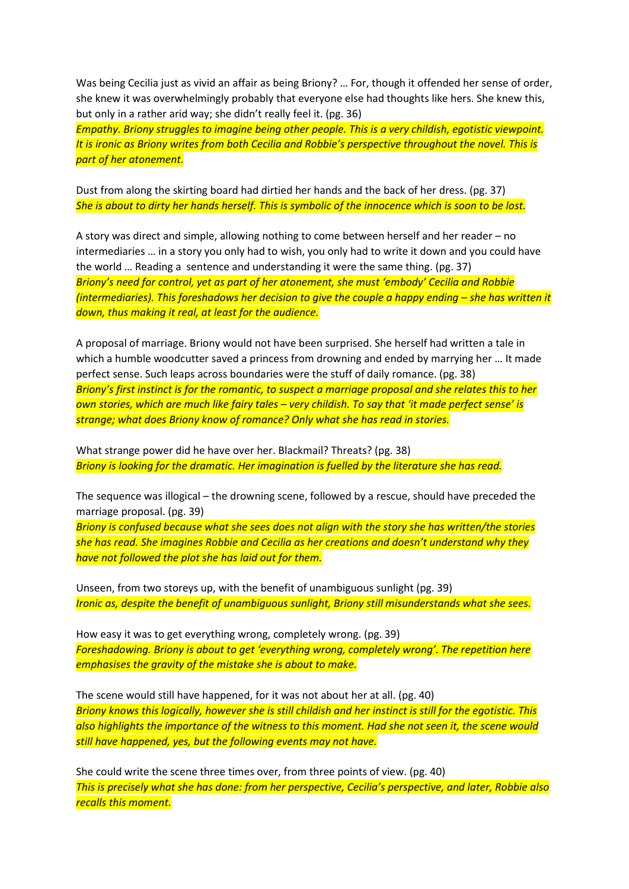Was being Cecilia just as vivid an affair as being Briony? … For, though it offended her sense of order, she knew it was overwhelmingly probably that everyone else had thoughts like hers. She knew this, but only in a rather arid way; she didn't really feel it. (pg. 36)

*Empathy. Briony struggles to imagine being other people. This is a very childish, egotistic viewpoint. It is ironic as Briony writes from both Cecilia and Robbie's perspective throughout the novel. This is part of her atonement.*

Dust from along the skirting board had dirtied her hands and the back of her dress. (pg. 37)

*She is about to dirty her hands herself. This is symbolic of the innocence which is soon to be lost.*

A story was direct and simple, allowing nothing to come between herself and her reader – no intermediaries … in a story you only had to wish, you only had to write it down and you could have the world … Reading a sentence and understanding it were the same thing. (pg. 37)

*Briony's need for control, yet as part of her atonement, she must 'embody' Cecilia and Robbie (intermediaries). This foreshadows her decision to give the couple a happy ending – she has written it down, thus making it real, at least for the audience.*

A proposal of marriage. Briony would not have been surprised. She herself had written a tale in which a humble woodcutter saved a princess from drowning and ended by marrying her … It made perfect sense. Such leaps across boundaries were the stuff of daily romance. (pg. 38)

*Briony's first instinct is for the romantic, to suspect a marriage proposal and she relates this to her own stories, which are much like fairy tales – very childish. To say that 'it made perfect sense' is strange; what does Briony know of romance? Only what she has read in stories.*

What strange power did he have over her. Blackmail? Threats? (pg. 38)

*Briony is looking for the dramatic. Her imagination is fuelled by the literature she has read.*

The sequence was illogical – the drowning scene, followed by a rescue, should have preceded the marriage proposal. (pg. 39)

*Briony is confused because what she sees does not align with the story she has written/the stories she has read. She imagines Robbie and Cecilia as her creations and doesn't understand why they have not followed the plot she has laid out for them.*

Unseen, from two storeys up, with the benefit of unambiguous sunlight (pg. 39)

*Ironic as, despite the benefit of unambiguous sunlight, Briony still misunderstands what she sees.*

How easy it was to get everything wrong, completely wrong. (pg. 39)

*Foreshadowing. Briony is about to get 'everything wrong, completely wrong'. The repetition here emphasises the gravity of the mistake she is about to make.*

The scene would still have happened, for it was not about her at all. (pg. 40)

*Briony knows this logically, however she is still childish and her instinct is still for the egotistic. This also highlights the importance of the witness to this moment. Had she not seen it, the scene would still have happened, yes, but the following events may not have.*

She could write the scene three times over, from three points of view. (pg. 40)

*This is precisely what she has done: from her perspective, Cecilia's perspective, and later, Robbie also recalls this moment.*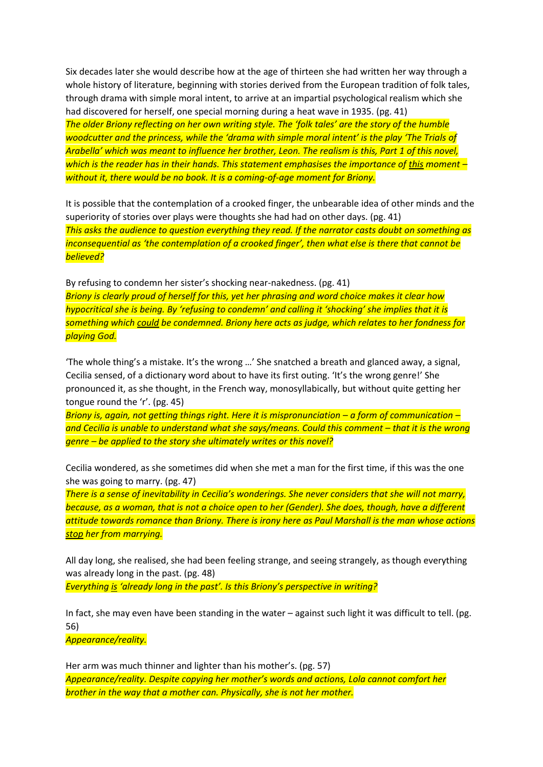Six decades later she would describe how at the age of thirteen she had written her way through a whole history of literature, beginning with stories derived from the European tradition of folk tales, through drama with simple moral intent, to arrive at an impartial psychological realism which she had discovered for herself, one special morning during a heat wave in 1935. (pg. 41)
*The older Briony reflecting on her own writing style. The 'folk tales' are the story of the humble woodcutter and the princess, while the 'drama with simple moral intent' is the play 'The Trials of Arabella' which was meant to influence her brother, Leon. The realism is this, Part 1 of this novel, which is the reader has in their hands. This statement emphasises the importance of <u>this</u> moment – without it, there would be no book. It is a coming-of-age moment for Briony.*

It is possible that the contemplation of a crooked finger, the unbearable idea of other minds and the superiority of stories over plays were thoughts she had had on other days. (pg. 41)
*This asks the audience to question everything they read. If the narrator casts doubt on something as inconsequential as 'the contemplation of a crooked finger', then what else is there that cannot be believed?*

By refusing to condemn her sister's shocking near-nakedness. (pg. 41)
*Briony is clearly proud of herself for this, yet her phrasing and word choice makes it clear how hypocritical she is being. By 'refusing to condemn' and calling it 'shocking' she implies that it is something which <u>could</u> be condemned. Briony here acts as judge, which relates to her fondness for playing God.*

'The whole thing's a mistake. It's the wrong …' She snatched a breath and glanced away, a signal, Cecilia sensed, of a dictionary word about to have its first outing. 'It's the wrong genre!' She pronounced it, as she thought, in the French way, monosyllabically, but without quite getting her tongue round the 'r'. (pg. 45)
*Briony is, again, not getting things right. Here it is mispronunciation – a form of communication – and Cecilia is unable to understand what she says/means. Could this comment – that it is the wrong genre – be applied to the story she ultimately writes or this novel?*

Cecilia wondered, as she sometimes did when she met a man for the first time, if this was the one she was going to marry. (pg. 47)
*There is a sense of inevitability in Cecilia's wonderings. She never considers that she will not marry, because, as a woman, that is not a choice open to her (Gender). She does, though, have a different attitude towards romance than Briony. There is irony here as Paul Marshall is the man whose actions <u>stop</u> her from marrying.*

All day long, she realised, she had been feeling strange, and seeing strangely, as though everything was already long in the past. (pg. 48)
*Everything <u>is</u> 'already long in the past'. Is this Briony's perspective in writing?*

In fact, she may even have been standing in the water – against such light it was difficult to tell. (pg. 56)
*Appearance/reality.*

Her arm was much thinner and lighter than his mother's. (pg. 57)
*Appearance/reality. Despite copying her mother's words and actions, Lola cannot comfort her brother in the way that a mother can. Physically, she is not her mother.*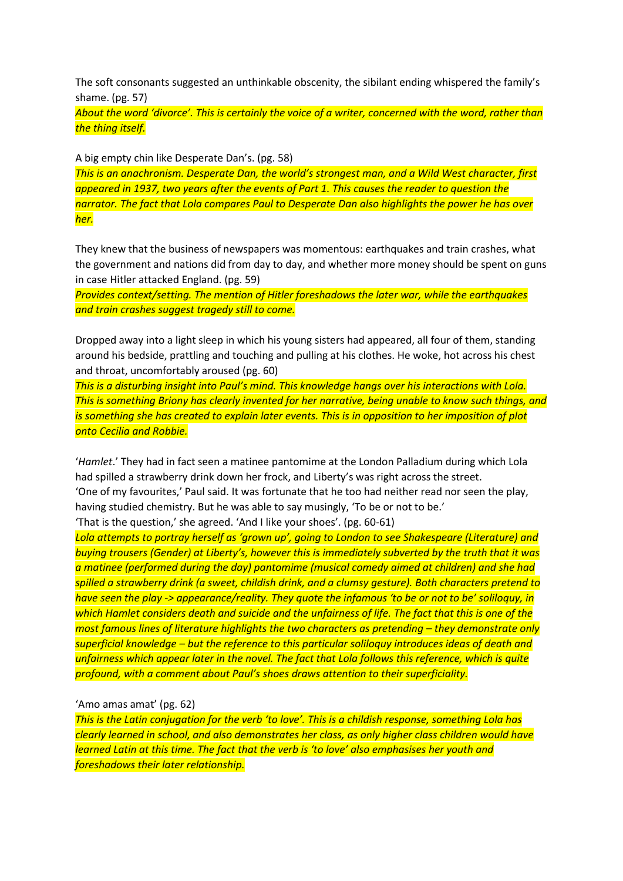The soft consonants suggested an unthinkable obscenity, the sibilant ending whispered the family's shame. (pg. 57)

*About the word 'divorce'. This is certainly the voice of a writer, concerned with the word, rather than the thing itself.*

A big empty chin like Desperate Dan's. (pg. 58)

*This is an anachronism. Desperate Dan, the world's strongest man, and a Wild West character, first appeared in 1937, two years after the events of Part 1. This causes the reader to question the narrator. The fact that Lola compares Paul to Desperate Dan also highlights the power he has over her.*

They knew that the business of newspapers was momentous: earthquakes and train crashes, what the government and nations did from day to day, and whether more money should be spent on guns in case Hitler attacked England. (pg. 59)

*Provides context/setting. The mention of Hitler foreshadows the later war, while the earthquakes and train crashes suggest tragedy still to come.*

Dropped away into a light sleep in which his young sisters had appeared, all four of them, standing around his bedside, prattling and touching and pulling at his clothes. He woke, hot across his chest and throat, uncomfortably aroused (pg. 60)

*This is a disturbing insight into Paul's mind. This knowledge hangs over his interactions with Lola. This is something Briony has clearly invented for her narrative, being unable to know such things, and is something she has created to explain later events. This is in opposition to her imposition of plot onto Cecilia and Robbie.*

'*Hamlet*.' They had in fact seen a matinee pantomime at the London Palladium during which Lola had spilled a strawberry drink down her frock, and Liberty's was right across the street.
'One of my favourites,' Paul said. It was fortunate that he too had neither read nor seen the play, having studied chemistry. But he was able to say musingly, 'To be or not to be.'
'That is the question,' she agreed. 'And I like your shoes'. (pg. 60-61)

*Lola attempts to portray herself as 'grown up', going to London to see Shakespeare (Literature) and buying trousers (Gender) at Liberty's, however this is immediately subverted by the truth that it was a matinee (performed during the day) pantomime (musical comedy aimed at children) and she had spilled a strawberry drink (a sweet, childish drink, and a clumsy gesture). Both characters pretend to have seen the play -> appearance/reality. They quote the infamous 'to be or not to be' soliloquy, in which Hamlet considers death and suicide and the unfairness of life. The fact that this is one of the most famous lines of literature highlights the two characters as pretending – they demonstrate only superficial knowledge – but the reference to this particular soliloquy introduces ideas of death and unfairness which appear later in the novel. The fact that Lola follows this reference, which is quite profound, with a comment about Paul's shoes draws attention to their superficiality.*

'Amo amas amat' (pg. 62)

*This is the Latin conjugation for the verb 'to love'. This is a childish response, something Lola has clearly learned in school, and also demonstrates her class, as only higher class children would have learned Latin at this time. The fact that the verb is 'to love' also emphasises her youth and foreshadows their later relationship.*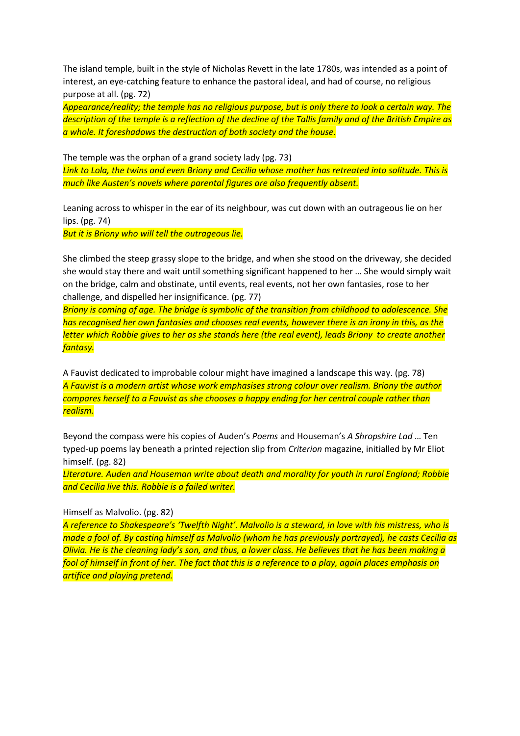The island temple, built in the style of Nicholas Revett in the late 1780s, was intended as a point of interest, an eye-catching feature to enhance the pastoral ideal, and had of course, no religious purpose at all. (pg. 72)

*Appearance/reality; the temple has no religious purpose, but is only there to look a certain way. The description of the temple is a reflection of the decline of the Tallis family and of the British Empire as a whole. It foreshadows the destruction of both society and the house.*

The temple was the orphan of a grand society lady (pg. 73)

*Link to Lola, the twins and even Briony and Cecilia whose mother has retreated into solitude. This is much like Austen's novels where parental figures are also frequently absent.*

Leaning across to whisper in the ear of its neighbour, was cut down with an outrageous lie on her lips. (pg. 74)

*But it is Briony who will tell the outrageous lie.*

She climbed the steep grassy slope to the bridge, and when she stood on the driveway, she decided she would stay there and wait until something significant happened to her … She would simply wait on the bridge, calm and obstinate, until events, real events, not her own fantasies, rose to her challenge, and dispelled her insignificance. (pg. 77)

*Briony is coming of age. The bridge is symbolic of the transition from childhood to adolescence. She has recognised her own fantasies and chooses real events, however there is an irony in this, as the letter which Robbie gives to her as she stands here (the real event), leads Briony to create another fantasy.*

A Fauvist dedicated to improbable colour might have imagined a landscape this way. (pg. 78)

*A Fauvist is a modern artist whose work emphasises strong colour over realism. Briony the author compares herself to a Fauvist as she chooses a happy ending for her central couple rather than realism.*

Beyond the compass were his copies of Auden's *Poems* and Houseman's *A Shropshire Lad* … Ten typed-up poems lay beneath a printed rejection slip from *Criterion* magazine, initialled by Mr Eliot himself. (pg. 82)

*Literature. Auden and Houseman write about death and morality for youth in rural England; Robbie and Cecilia live this. Robbie is a failed writer.*

Himself as Malvolio. (pg. 82)

*A reference to Shakespeare's 'Twelfth Night'. Malvolio is a steward, in love with his mistress, who is made a fool of. By casting himself as Malvolio (whom he has previously portrayed), he casts Cecilia as Olivia. He is the cleaning lady's son, and thus, a lower class. He believes that he has been making a fool of himself in front of her. The fact that this is a reference to a play, again places emphasis on artifice and playing pretend.*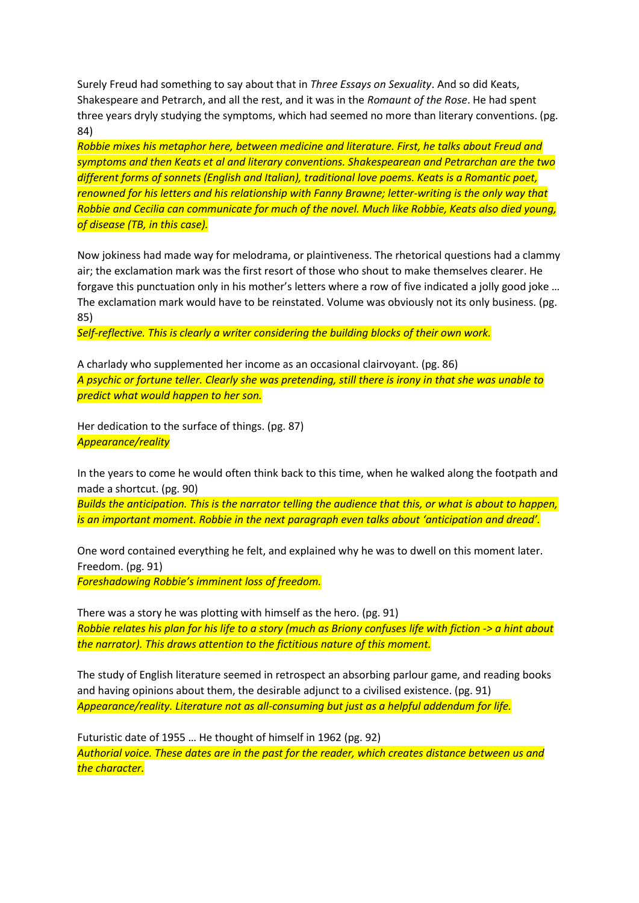Surely Freud had something to say about that in *Three Essays on Sexuality*. And so did Keats, Shakespeare and Petrarch, and all the rest, and it was in the *Romaunt of the Rose*. He had spent three years dryly studying the symptoms, which had seemed no more than literary conventions. (pg. 84)

*Robbie mixes his metaphor here, between medicine and literature. First, he talks about Freud and symptoms and then Keats et al and literary conventions. Shakespearean and Petrarchan are the two different forms of sonnets (English and Italian), traditional love poems. Keats is a Romantic poet, renowned for his letters and his relationship with Fanny Brawne; letter-writing is the only way that Robbie and Cecilia can communicate for much of the novel. Much like Robbie, Keats also died young, of disease (TB, in this case).*

Now jokiness had made way for melodrama, or plaintiveness. The rhetorical questions had a clammy air; the exclamation mark was the first resort of those who shout to make themselves clearer. He forgave this punctuation only in his mother's letters where a row of five indicated a jolly good joke … The exclamation mark would have to be reinstated. Volume was obviously not its only business. (pg. 85)

*Self-reflective. This is clearly a writer considering the building blocks of their own work.*

A charlady who supplemented her income as an occasional clairvoyant. (pg. 86)

*A psychic or fortune teller. Clearly she was pretending, still there is irony in that she was unable to predict what would happen to her son.*

Her dedication to the surface of things. (pg. 87)

*Appearance/reality*

In the years to come he would often think back to this time, when he walked along the footpath and made a shortcut. (pg. 90)

*Builds the anticipation. This is the narrator telling the audience that this, or what is about to happen, is an important moment. Robbie in the next paragraph even talks about 'anticipation and dread'.*

One word contained everything he felt, and explained why he was to dwell on this moment later. Freedom. (pg. 91)

*Foreshadowing Robbie's imminent loss of freedom.*

There was a story he was plotting with himself as the hero. (pg. 91)

*Robbie relates his plan for his life to a story (much as Briony confuses life with fiction -> a hint about the narrator). This draws attention to the fictitious nature of this moment.*

The study of English literature seemed in retrospect an absorbing parlour game, and reading books and having opinions about them, the desirable adjunct to a civilised existence. (pg. 91)

*Appearance/reality. Literature not as all-consuming but just as a helpful addendum for life.*

Futuristic date of 1955 … He thought of himself in 1962 (pg. 92)

*Authorial voice. These dates are in the past for the reader, which creates distance between us and the character.*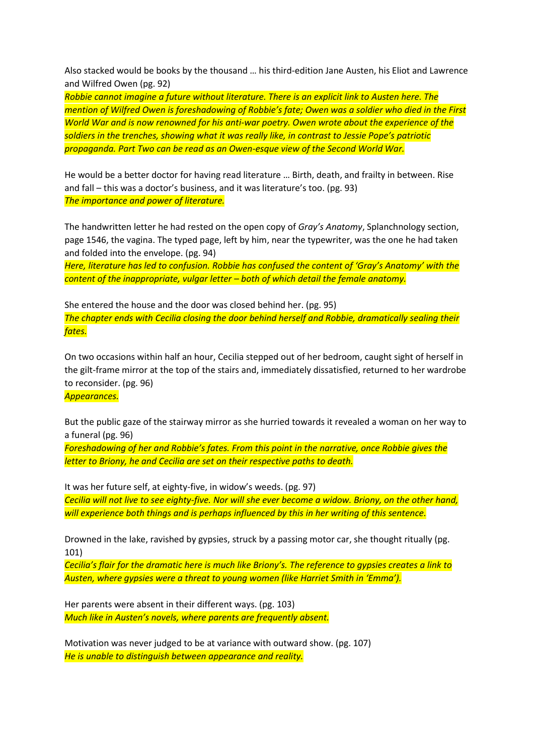Also stacked would be books by the thousand … his third-edition Jane Austen, his Eliot and Lawrence and Wilfred Owen (pg. 92)

*Robbie cannot imagine a future without literature. There is an explicit link to Austen here. The mention of Wilfred Owen is foreshadowing of Robbie's fate; Owen was a soldier who died in the First World War and is now renowned for his anti-war poetry. Owen wrote about the experience of the soldiers in the trenches, showing what it was really like, in contrast to Jessie Pope's patriotic propaganda. Part Two can be read as an Owen-esque view of the Second World War.*

He would be a better doctor for having read literature … Birth, death, and frailty in between. Rise and fall – this was a doctor's business, and it was literature's too. (pg. 93)

*The importance and power of literature.*

The handwritten letter he had rested on the open copy of *Gray's Anatomy*, Splanchnology section, page 1546, the vagina. The typed page, left by him, near the typewriter, was the one he had taken and folded into the envelope. (pg. 94)

*Here, literature has led to confusion. Robbie has confused the content of 'Gray's Anatomy' with the content of the inappropriate, vulgar letter – both of which detail the female anatomy.*

She entered the house and the door was closed behind her. (pg. 95)

*The chapter ends with Cecilia closing the door behind herself and Robbie, dramatically sealing their fates.*

On two occasions within half an hour, Cecilia stepped out of her bedroom, caught sight of herself in the gilt-frame mirror at the top of the stairs and, immediately dissatisfied, returned to her wardrobe to reconsider. (pg. 96)

*Appearances.*

But the public gaze of the stairway mirror as she hurried towards it revealed a woman on her way to a funeral (pg. 96)

*Foreshadowing of her and Robbie's fates. From this point in the narrative, once Robbie gives the letter to Briony, he and Cecilia are set on their respective paths to death.*

It was her future self, at eighty-five, in widow's weeds. (pg. 97)

*Cecilia will not live to see eighty-five. Nor will she ever become a widow. Briony, on the other hand, will experience both things and is perhaps influenced by this in her writing of this sentence.*

Drowned in the lake, ravished by gypsies, struck by a passing motor car, she thought ritually (pg. 101)

*Cecilia's flair for the dramatic here is much like Briony's. The reference to gypsies creates a link to Austen, where gypsies were a threat to young women (like Harriet Smith in 'Emma').*

Her parents were absent in their different ways. (pg. 103)

*Much like in Austen's novels, where parents are frequently absent.*

Motivation was never judged to be at variance with outward show. (pg. 107)

*He is unable to distinguish between appearance and reality.*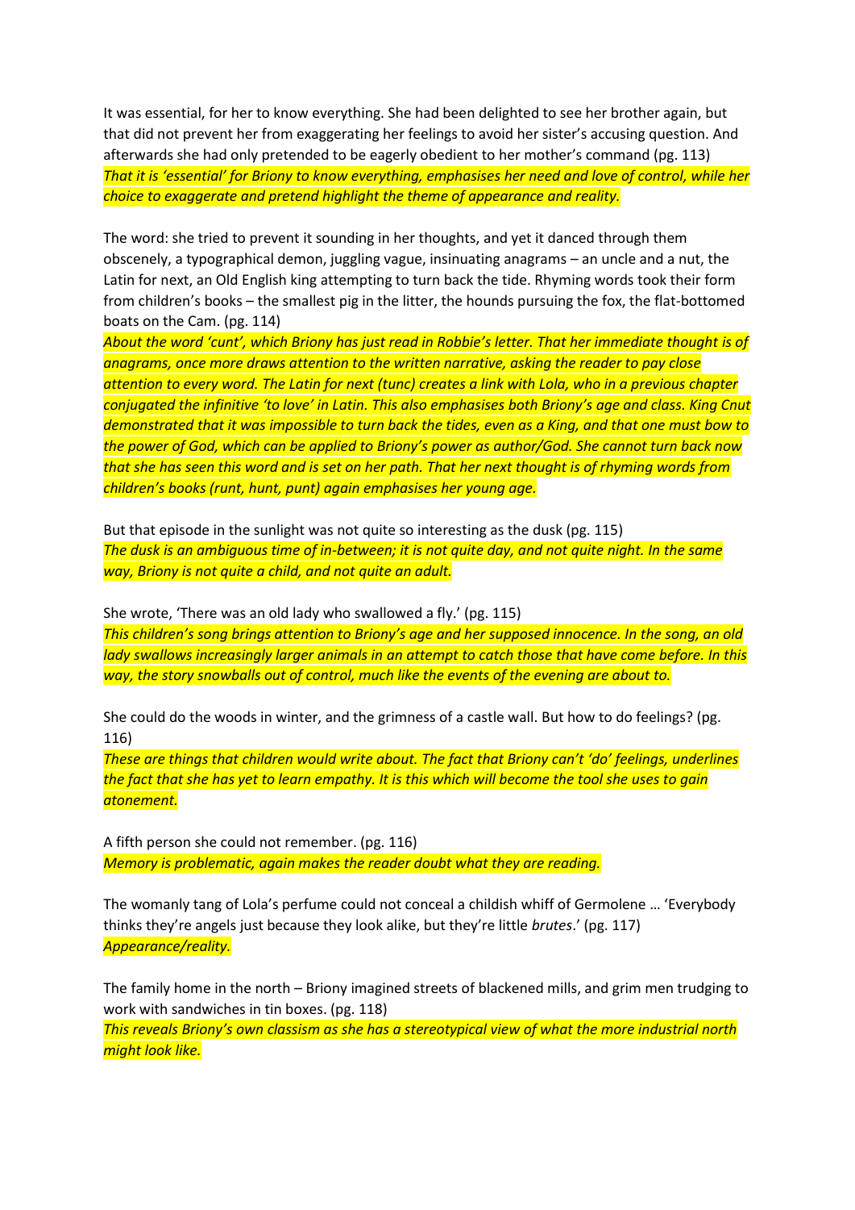It was essential, for her to know everything. She had been delighted to see her brother again, but that did not prevent her from exaggerating her feelings to avoid her sister's accusing question. And afterwards she had only pretended to be eagerly obedient to her mother's command (pg. 113)
*That it is 'essential' for Briony to know everything, emphasises her need and love of control, while her choice to exaggerate and pretend highlight the theme of appearance and reality.*

The word: she tried to prevent it sounding in her thoughts, and yet it danced through them obscenely, a typographical demon, juggling vague, insinuating anagrams – an uncle and a nut, the Latin for next, an Old English king attempting to turn back the tide. Rhyming words took their form from children's books – the smallest pig in the litter, the hounds pursuing the fox, the flat-bottomed boats on the Cam. (pg. 114)
*About the word 'cunt', which Briony has just read in Robbie's letter. That her immediate thought is of anagrams, once more draws attention to the written narrative, asking the reader to pay close attention to every word. The Latin for next (tunc) creates a link with Lola, who in a previous chapter conjugated the infinitive 'to love' in Latin. This also emphasises both Briony's age and class. King Cnut demonstrated that it was impossible to turn back the tides, even as a King, and that one must bow to the power of God, which can be applied to Briony's power as author/God. She cannot turn back now that she has seen this word and is set on her path. That her next thought is of rhyming words from children's books (runt, hunt, punt) again emphasises her young age.*

But that episode in the sunlight was not quite so interesting as the dusk (pg. 115)
*The dusk is an ambiguous time of in-between; it is not quite day, and not quite night. In the same way, Briony is not quite a child, and not quite an adult.*

She wrote, 'There was an old lady who swallowed a fly.' (pg. 115)
*This children's song brings attention to Briony's age and her supposed innocence. In the song, an old lady swallows increasingly larger animals in an attempt to catch those that have come before. In this way, the story snowballs out of control, much like the events of the evening are about to.*

She could do the woods in winter, and the grimness of a castle wall. But how to do feelings? (pg. 116)
*These are things that children would write about. The fact that Briony can't 'do' feelings, underlines the fact that she has yet to learn empathy. It is this which will become the tool she uses to gain atonement.*

A fifth person she could not remember. (pg. 116)
*Memory is problematic, again makes the reader doubt what they are reading.*

The womanly tang of Lola's perfume could not conceal a childish whiff of Germolene … 'Everybody thinks they're angels just because they look alike, but they're little *brutes*.' (pg. 117)
*Appearance/reality.*

The family home in the north – Briony imagined streets of blackened mills, and grim men trudging to work with sandwiches in tin boxes. (pg. 118)
*This reveals Briony's own classism as she has a stereotypical view of what the more industrial north might look like.*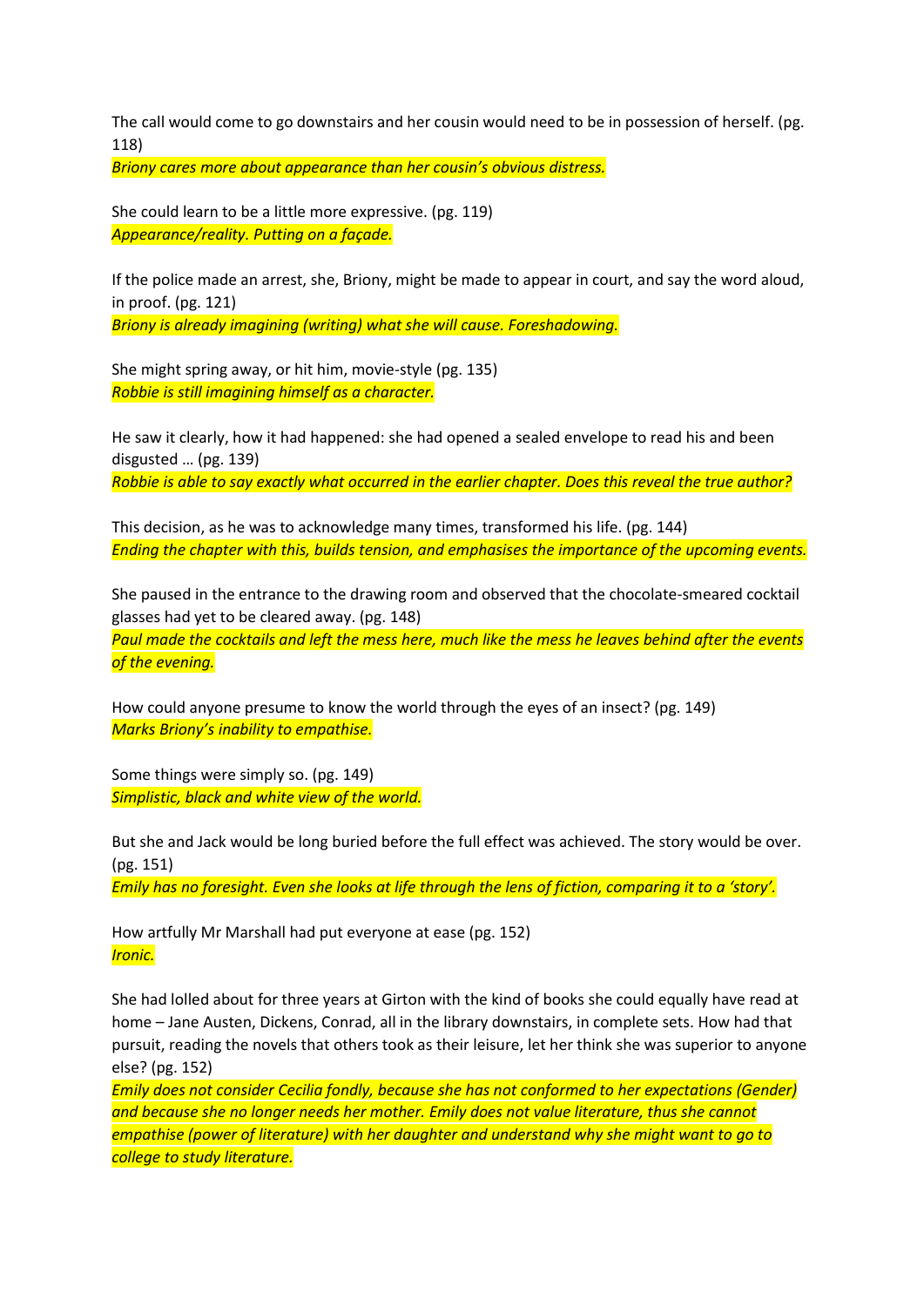The call would come to go downstairs and her cousin would need to be in possession of herself. (pg. 118)

*Briony cares more about appearance than her cousin's obvious distress.*

She could learn to be a little more expressive. (pg. 119)

*Appearance/reality. Putting on a façade.*

If the police made an arrest, she, Briony, might be made to appear in court, and say the word aloud, in proof. (pg. 121)

*Briony is already imagining (writing) what she will cause. Foreshadowing.*

She might spring away, or hit him, movie-style (pg. 135)

*Robbie is still imagining himself as a character.*

He saw it clearly, how it had happened: she had opened a sealed envelope to read his and been disgusted … (pg. 139)

*Robbie is able to say exactly what occurred in the earlier chapter. Does this reveal the true author?*

This decision, as he was to acknowledge many times, transformed his life. (pg. 144)

*Ending the chapter with this, builds tension, and emphasises the importance of the upcoming events.*

She paused in the entrance to the drawing room and observed that the chocolate-smeared cocktail glasses had yet to be cleared away. (pg. 148)

*Paul made the cocktails and left the mess here, much like the mess he leaves behind after the events of the evening.*

How could anyone presume to know the world through the eyes of an insect? (pg. 149)

*Marks Briony's inability to empathise.*

Some things were simply so. (pg. 149)

*Simplistic, black and white view of the world.*

But she and Jack would be long buried before the full effect was achieved. The story would be over. (pg. 151)

*Emily has no foresight. Even she looks at life through the lens of fiction, comparing it to a 'story'.*

How artfully Mr Marshall had put everyone at ease (pg. 152)

*Ironic.*

She had lolled about for three years at Girton with the kind of books she could equally have read at home – Jane Austen, Dickens, Conrad, all in the library downstairs, in complete sets. How had that pursuit, reading the novels that others took as their leisure, let her think she was superior to anyone else? (pg. 152)

*Emily does not consider Cecilia fondly, because she has not conformed to her expectations (Gender) and because she no longer needs her mother. Emily does not value literature, thus she cannot empathise (power of literature) with her daughter and understand why she might want to go to college to study literature.*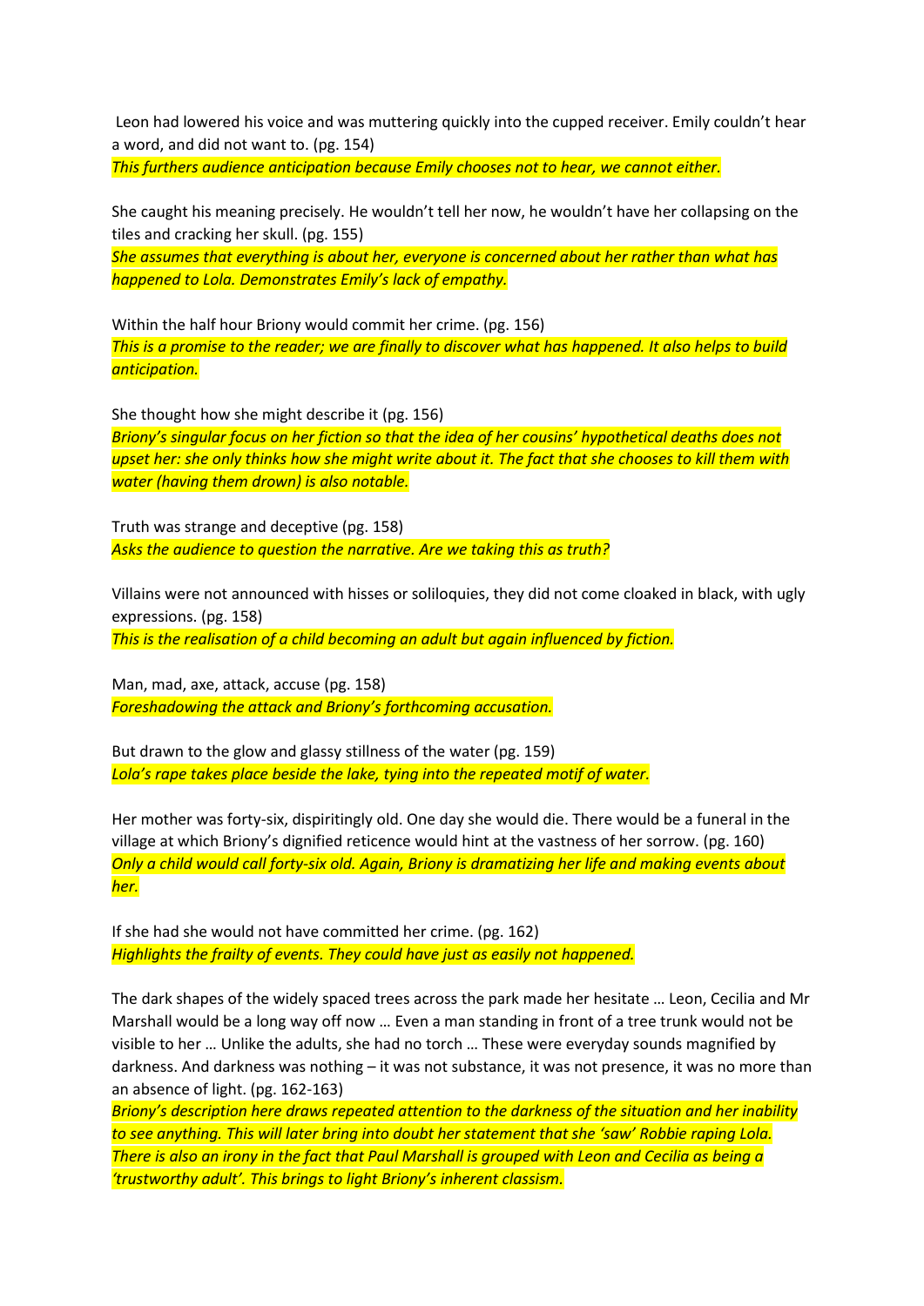Leon had lowered his voice and was muttering quickly into the cupped receiver. Emily couldn't hear a word, and did not want to. (pg. 154)

*This furthers audience anticipation because Emily chooses not to hear, we cannot either.*

She caught his meaning precisely. He wouldn't tell her now, he wouldn't have her collapsing on the tiles and cracking her skull. (pg. 155)

*She assumes that everything is about her, everyone is concerned about her rather than what has happened to Lola. Demonstrates Emily's lack of empathy.*

Within the half hour Briony would commit her crime. (pg. 156)

*This is a promise to the reader; we are finally to discover what has happened. It also helps to build anticipation.*

She thought how she might describe it (pg. 156)

*Briony's singular focus on her fiction so that the idea of her cousins' hypothetical deaths does not upset her: she only thinks how she might write about it. The fact that she chooses to kill them with water (having them drown) is also notable.*

Truth was strange and deceptive (pg. 158)

*Asks the audience to question the narrative. Are we taking this as truth?*

Villains were not announced with hisses or soliloquies, they did not come cloaked in black, with ugly expressions. (pg. 158)

*This is the realisation of a child becoming an adult but again influenced by fiction.*

Man, mad, axe, attack, accuse (pg. 158)

*Foreshadowing the attack and Briony's forthcoming accusation.*

But drawn to the glow and glassy stillness of the water (pg. 159)

*Lola's rape takes place beside the lake, tying into the repeated motif of water.*

Her mother was forty-six, dispiritingly old. One day she would die. There would be a funeral in the village at which Briony's dignified reticence would hint at the vastness of her sorrow. (pg. 160)

*Only a child would call forty-six old. Again, Briony is dramatizing her life and making events about her.*

If she had she would not have committed her crime. (pg. 162)

*Highlights the frailty of events. They could have just as easily not happened.*

The dark shapes of the widely spaced trees across the park made her hesitate … Leon, Cecilia and Mr Marshall would be a long way off now … Even a man standing in front of a tree trunk would not be visible to her … Unlike the adults, she had no torch … These were everyday sounds magnified by darkness. And darkness was nothing – it was not substance, it was not presence, it was no more than an absence of light. (pg. 162-163)

*Briony's description here draws repeated attention to the darkness of the situation and her inability to see anything. This will later bring into doubt her statement that she 'saw' Robbie raping Lola. There is also an irony in the fact that Paul Marshall is grouped with Leon and Cecilia as being a 'trustworthy adult'. This brings to light Briony's inherent classism.*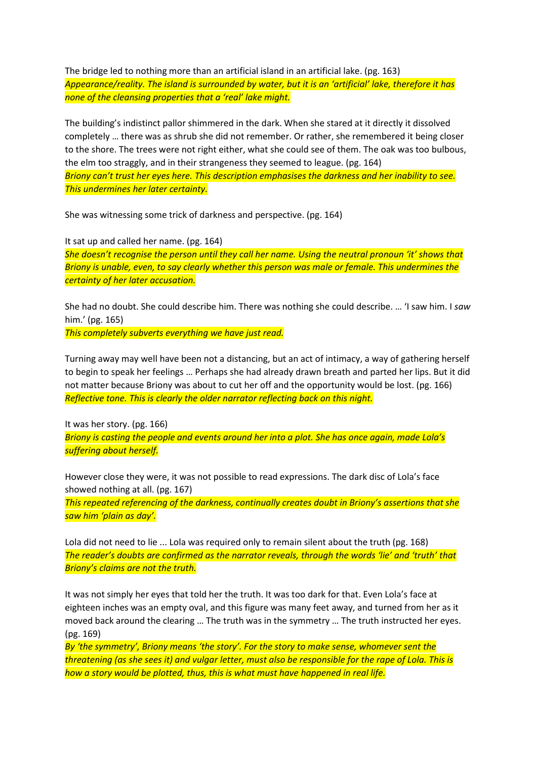The bridge led to nothing more than an artificial island in an artificial lake. (pg. 163)
*Appearance/reality. The island is surrounded by water, but it is an 'artificial' lake, therefore it has none of the cleansing properties that a 'real' lake might.*

The building's indistinct pallor shimmered in the dark. When she stared at it directly it dissolved completely … there was as shrub she did not remember. Or rather, she remembered it being closer to the shore. The trees were not right either, what she could see of them. The oak was too bulbous, the elm too straggly, and in their strangeness they seemed to league. (pg. 164)
*Briony can't trust her eyes here. This description emphasises the darkness and her inability to see. This undermines her later certainty.*

She was witnessing some trick of darkness and perspective. (pg. 164)

It sat up and called her name. (pg. 164)
*She doesn't recognise the person until they call her name. Using the neutral pronoun 'it' shows that Briony is unable, even, to say clearly whether this person was male or female. This undermines the certainty of her later accusation.*

She had no doubt. She could describe him. There was nothing she could describe. … 'I saw him. I *saw* him.' (pg. 165)
*This completely subverts everything we have just read.*

Turning away may well have been not a distancing, but an act of intimacy, a way of gathering herself to begin to speak her feelings … Perhaps she had already drawn breath and parted her lips. But it did not matter because Briony was about to cut her off and the opportunity would be lost. (pg. 166)
*Reflective tone. This is clearly the older narrator reflecting back on this night.*

It was her story. (pg. 166)
*Briony is casting the people and events around her into a plot. She has once again, made Lola's suffering about herself.*

However close they were, it was not possible to read expressions. The dark disc of Lola's face showed nothing at all. (pg. 167)
*This repeated referencing of the darkness, continually creates doubt in Briony's assertions that she saw him 'plain as day'.*

Lola did not need to lie ... Lola was required only to remain silent about the truth (pg. 168)
*The reader's doubts are confirmed as the narrator reveals, through the words 'lie' and 'truth' that Briony's claims are not the truth.*

It was not simply her eyes that told her the truth. It was too dark for that. Even Lola's face at eighteen inches was an empty oval, and this figure was many feet away, and turned from her as it moved back around the clearing … The truth was in the symmetry … The truth instructed her eyes. (pg. 169)
*By 'the symmetry', Briony means 'the story'. For the story to make sense, whomever sent the threatening (as she sees it) and vulgar letter, must also be responsible for the rape of Lola. This is how a story would be plotted, thus, this is what must have happened in real life.*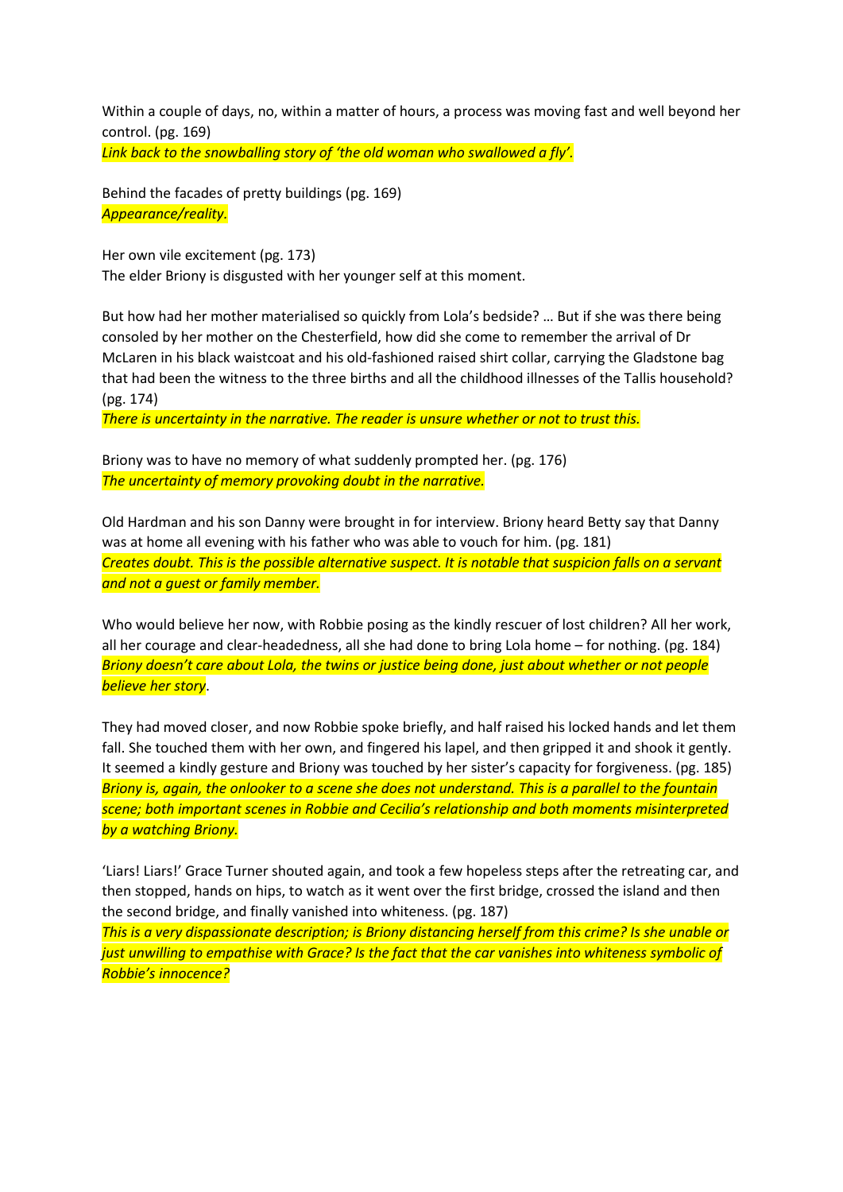Within a couple of days, no, within a matter of hours, a process was moving fast and well beyond her control. (pg. 169)

*Link back to the snowballing story of 'the old woman who swallowed a fly'.*

Behind the facades of pretty buildings (pg. 169)

*Appearance/reality.*

Her own vile excitement (pg. 173)

The elder Briony is disgusted with her younger self at this moment.

But how had her mother materialised so quickly from Lola's bedside? … But if she was there being consoled by her mother on the Chesterfield, how did she come to remember the arrival of Dr McLaren in his black waistcoat and his old-fashioned raised shirt collar, carrying the Gladstone bag that had been the witness to the three births and all the childhood illnesses of the Tallis household? (pg. 174)

*There is uncertainty in the narrative. The reader is unsure whether or not to trust this.*

Briony was to have no memory of what suddenly prompted her. (pg. 176)

*The uncertainty of memory provoking doubt in the narrative.*

Old Hardman and his son Danny were brought in for interview. Briony heard Betty say that Danny was at home all evening with his father who was able to vouch for him. (pg. 181)

*Creates doubt. This is the possible alternative suspect. It is notable that suspicion falls on a servant and not a guest or family member.*

Who would believe her now, with Robbie posing as the kindly rescuer of lost children? All her work, all her courage and clear-headedness, all she had done to bring Lola home – for nothing. (pg. 184)

*Briony doesn't care about Lola, the twins or justice being done, just about whether or not people believe her story.*

They had moved closer, and now Robbie spoke briefly, and half raised his locked hands and let them fall. She touched them with her own, and fingered his lapel, and then gripped it and shook it gently. It seemed a kindly gesture and Briony was touched by her sister's capacity for forgiveness. (pg. 185)

*Briony is, again, the onlooker to a scene she does not understand. This is a parallel to the fountain scene; both important scenes in Robbie and Cecilia's relationship and both moments misinterpreted by a watching Briony.*

'Liars! Liars!' Grace Turner shouted again, and took a few hopeless steps after the retreating car, and then stopped, hands on hips, to watch as it went over the first bridge, crossed the island and then the second bridge, and finally vanished into whiteness. (pg. 187)

*This is a very dispassionate description; is Briony distancing herself from this crime? Is she unable or just unwilling to empathise with Grace? Is the fact that the car vanishes into whiteness symbolic of Robbie's innocence?*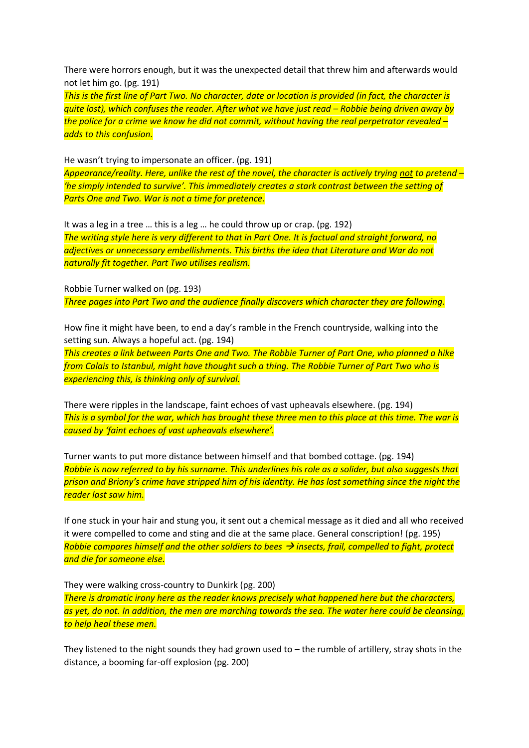There were horrors enough, but it was the unexpected detail that threw him and afterwards would not let him go. (pg. 191)

*This is the first line of Part Two. No character, date or location is provided (in fact, the character is quite lost), which confuses the reader. After what we have just read – Robbie being driven away by the police for a crime we know he did not commit, without having the real perpetrator revealed – adds to this confusion.*

He wasn't trying to impersonate an officer. (pg. 191)

*Appearance/reality. Here, unlike the rest of the novel, the character is actively trying <u>not</u> to pretend – 'he simply intended to survive'. This immediately creates a stark contrast between the setting of Parts One and Two. War is not a time for pretence.*

It was a leg in a tree … this is a leg … he could throw up or crap. (pg. 192)

*The writing style here is very different to that in Part One. It is factual and straight forward, no adjectives or unnecessary embellishments. This births the idea that Literature and War do not naturally fit together. Part Two utilises realism.*

Robbie Turner walked on (pg. 193)

*Three pages into Part Two and the audience finally discovers which character they are following.*

How fine it might have been, to end a day's ramble in the French countryside, walking into the setting sun. Always a hopeful act. (pg. 194)

*This creates a link between Parts One and Two. The Robbie Turner of Part One, who planned a hike from Calais to Istanbul, might have thought such a thing. The Robbie Turner of Part Two who is experiencing this, is thinking only of survival.*

There were ripples in the landscape, faint echoes of vast upheavals elsewhere. (pg. 194)

*This is a symbol for the war, which has brought these three men to this place at this time. The war is caused by 'faint echoes of vast upheavals elsewhere'.*

Turner wants to put more distance between himself and that bombed cottage. (pg. 194)

*Robbie is now referred to by his surname. This underlines his role as a solider, but also suggests that prison and Briony's crime have stripped him of his identity. He has lost something since the night the reader last saw him.*

If one stuck in your hair and stung you, it sent out a chemical message as it died and all who received it were compelled to come and sting and die at the same place. General conscription! (pg. 195)

*Robbie compares himself and the other soldiers to bees → insects, frail, compelled to fight, protect and die for someone else.*

They were walking cross-country to Dunkirk (pg. 200)

*There is dramatic irony here as the reader knows precisely what happened here but the characters, as yet, do not. In addition, the men are marching towards the sea. The water here could be cleansing, to help heal these men.*

They listened to the night sounds they had grown used to – the rumble of artillery, stray shots in the distance, a booming far-off explosion (pg. 200)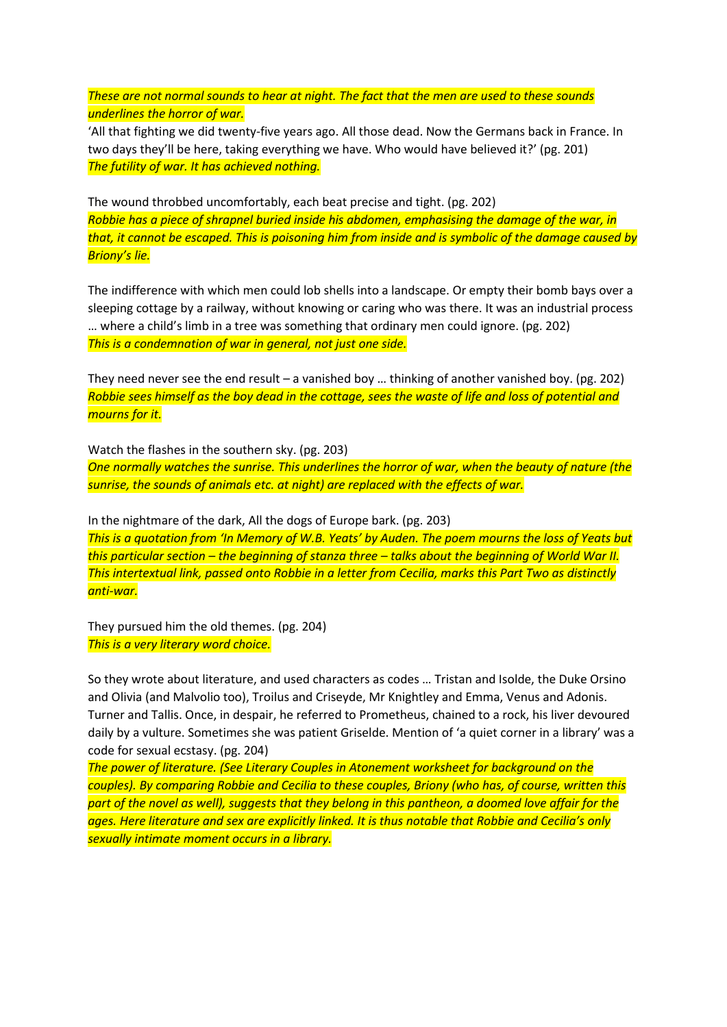*These are not normal sounds to hear at night. The fact that the men are used to these sounds underlines the horror of war.*

'All that fighting we did twenty-five years ago. All those dead. Now the Germans back in France. In two days they'll be here, taking everything we have. Who would have believed it?' (pg. 201)

*The futility of war. It has achieved nothing.*

The wound throbbed uncomfortably, each beat precise and tight. (pg. 202)

*Robbie has a piece of shrapnel buried inside his abdomen, emphasising the damage of the war, in that, it cannot be escaped. This is poisoning him from inside and is symbolic of the damage caused by Briony's lie.*

The indifference with which men could lob shells into a landscape. Or empty their bomb bays over a sleeping cottage by a railway, without knowing or caring who was there. It was an industrial process … where a child's limb in a tree was something that ordinary men could ignore. (pg. 202)

*This is a condemnation of war in general, not just one side.*

They need never see the end result – a vanished boy … thinking of another vanished boy. (pg. 202)

*Robbie sees himself as the boy dead in the cottage, sees the waste of life and loss of potential and mourns for it.*

Watch the flashes in the southern sky. (pg. 203)

*One normally watches the sunrise. This underlines the horror of war, when the beauty of nature (the sunrise, the sounds of animals etc. at night) are replaced with the effects of war.*

In the nightmare of the dark, All the dogs of Europe bark. (pg. 203)

*This is a quotation from 'In Memory of W.B. Yeats' by Auden. The poem mourns the loss of Yeats but this particular section – the beginning of stanza three – talks about the beginning of World War II. This intertextual link, passed onto Robbie in a letter from Cecilia, marks this Part Two as distinctly anti-war.*

They pursued him the old themes. (pg. 204)

*This is a very literary word choice.*

So they wrote about literature, and used characters as codes … Tristan and Isolde, the Duke Orsino and Olivia (and Malvolio too), Troilus and Criseyde, Mr Knightley and Emma, Venus and Adonis. Turner and Tallis. Once, in despair, he referred to Prometheus, chained to a rock, his liver devoured daily by a vulture. Sometimes she was patient Griselde. Mention of 'a quiet corner in a library' was a code for sexual ecstasy. (pg. 204)

*The power of literature. (See Literary Couples in Atonement worksheet for background on the couples). By comparing Robbie and Cecilia to these couples, Briony (who has, of course, written this part of the novel as well), suggests that they belong in this pantheon, a doomed love affair for the ages. Here literature and sex are explicitly linked. It is thus notable that Robbie and Cecilia's only sexually intimate moment occurs in a library.*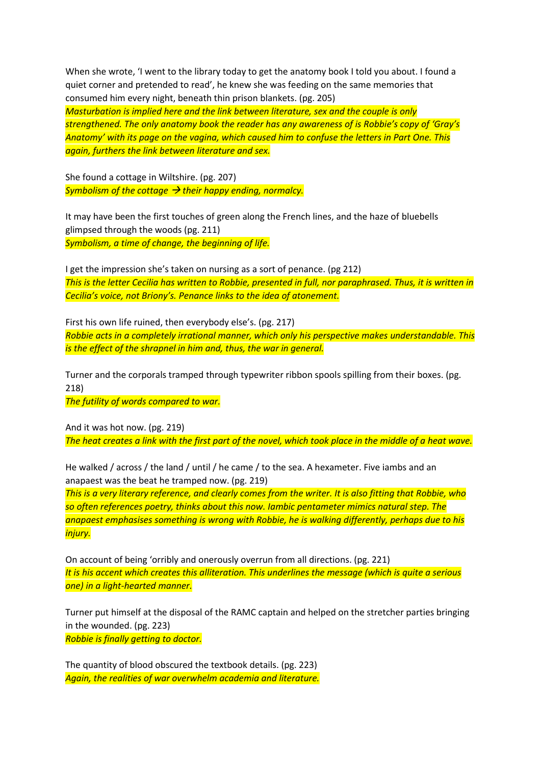When she wrote, 'I went to the library today to get the anatomy book I told you about. I found a quiet corner and pretended to read', he knew she was feeding on the same memories that consumed him every night, beneath thin prison blankets. (pg. 205)

*Masturbation is implied here and the link between literature, sex and the couple is only strengthened. The only anatomy book the reader has any awareness of is Robbie's copy of 'Gray's Anatomy' with its page on the vagina, which caused him to confuse the letters in Part One. This again, furthers the link between literature and sex.*

She found a cottage in Wiltshire. (pg. 207)

*Symbolism of the cottage → their happy ending, normalcy.*

It may have been the first touches of green along the French lines, and the haze of bluebells glimpsed through the woods (pg. 211)

*Symbolism, a time of change, the beginning of life.*

I get the impression she's taken on nursing as a sort of penance. (pg 212)

*This is the letter Cecilia has written to Robbie, presented in full, nor paraphrased. Thus, it is written in Cecilia's voice, not Briony's. Penance links to the idea of atonement.*

First his own life ruined, then everybody else's. (pg. 217)

*Robbie acts in a completely irrational manner, which only his perspective makes understandable. This is the effect of the shrapnel in him and, thus, the war in general.*

Turner and the corporals tramped through typewriter ribbon spools spilling from their boxes. (pg. 218)

*The futility of words compared to war.*

And it was hot now. (pg. 219)

*The heat creates a link with the first part of the novel, which took place in the middle of a heat wave.*

He walked / across / the land / until / he came / to the sea. A hexameter. Five iambs and an anapaest was the beat he tramped now. (pg. 219)

*This is a very literary reference, and clearly comes from the writer. It is also fitting that Robbie, who so often references poetry, thinks about this now. Iambic pentameter mimics natural step. The anapaest emphasises something is wrong with Robbie, he is walking differently, perhaps due to his injury.*

On account of being 'orribly and onerously overrun from all directions. (pg. 221)

*It is his accent which creates this alliteration. This underlines the message (which is quite a serious one) in a light-hearted manner.*

Turner put himself at the disposal of the RAMC captain and helped on the stretcher parties bringing in the wounded. (pg. 223)

*Robbie is finally getting to doctor.*

The quantity of blood obscured the textbook details. (pg. 223)

*Again, the realities of war overwhelm academia and literature.*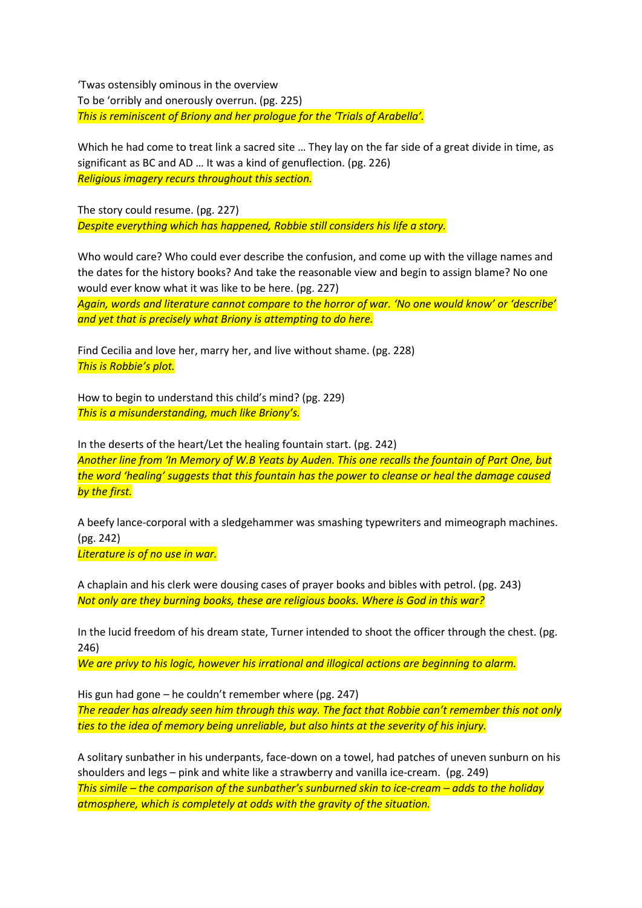'Twas ostensibly ominous in the overview
To be 'orribly and onerously overrun. (pg. 225)
*This is reminiscent of Briony and her prologue for the 'Trials of Arabella'.*

Which he had come to treat link a sacred site … They lay on the far side of a great divide in time, as significant as BC and AD … It was a kind of genuflection. (pg. 226)
*Religious imagery recurs throughout this section.*

The story could resume. (pg. 227)
*Despite everything which has happened, Robbie still considers his life a story.*

Who would care? Who could ever describe the confusion, and come up with the village names and the dates for the history books? And take the reasonable view and begin to assign blame? No one would ever know what it was like to be here. (pg. 227)
*Again, words and literature cannot compare to the horror of war. 'No one would know' or 'describe' and yet that is precisely what Briony is attempting to do here.*

Find Cecilia and love her, marry her, and live without shame. (pg. 228)
*This is Robbie's plot.*

How to begin to understand this child's mind? (pg. 229)
*This is a misunderstanding, much like Briony's.*

In the deserts of the heart/Let the healing fountain start. (pg. 242)
*Another line from 'In Memory of W.B Yeats by Auden. This one recalls the fountain of Part One, but the word 'healing' suggests that this fountain has the power to cleanse or heal the damage caused by the first.*

A beefy lance-corporal with a sledgehammer was smashing typewriters and mimeograph machines. (pg. 242)
*Literature is of no use in war.*

A chaplain and his clerk were dousing cases of prayer books and bibles with petrol. (pg. 243)
*Not only are they burning books, these are religious books. Where is God in this war?*

In the lucid freedom of his dream state, Turner intended to shoot the officer through the chest. (pg. 246)
*We are privy to his logic, however his irrational and illogical actions are beginning to alarm.*

His gun had gone – he couldn't remember where (pg. 247)
*The reader has already seen him through this way. The fact that Robbie can't remember this not only ties to the idea of memory being unreliable, but also hints at the severity of his injury.*

A solitary sunbather in his underpants, face-down on a towel, had patches of uneven sunburn on his shoulders and legs – pink and white like a strawberry and vanilla ice-cream. (pg. 249)
*This simile – the comparison of the sunbather's sunburned skin to ice-cream – adds to the holiday atmosphere, which is completely at odds with the gravity of the situation.*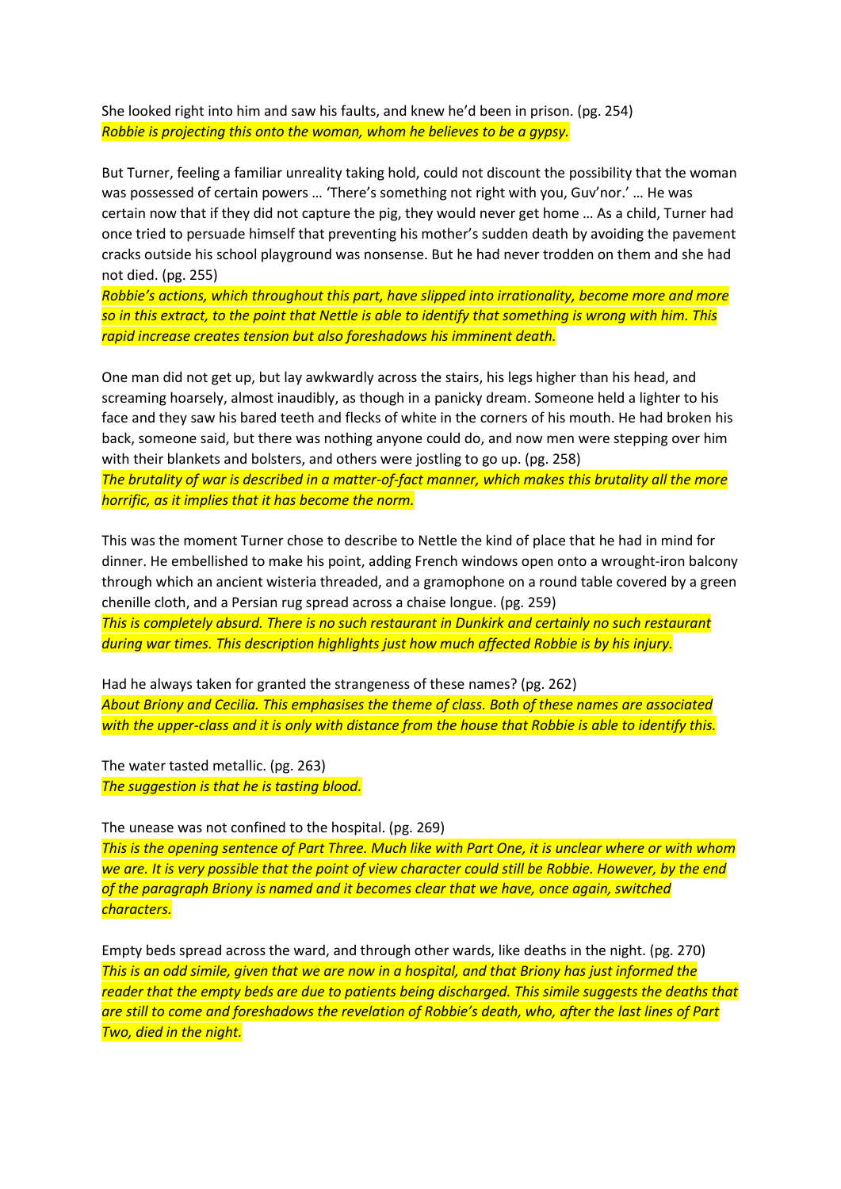She looked right into him and saw his faults, and knew he'd been in prison. (pg. 254)
*Robbie is projecting this onto the woman, whom he believes to be a gypsy.*

But Turner, feeling a familiar unreality taking hold, could not discount the possibility that the woman was possessed of certain powers … 'There's something not right with you, Guv'nor.' … He was certain now that if they did not capture the pig, they would never get home … As a child, Turner had once tried to persuade himself that preventing his mother's sudden death by avoiding the pavement cracks outside his school playground was nonsense. But he had never trodden on them and she had not died. (pg. 255)
*Robbie's actions, which throughout this part, have slipped into irrationality, become more and more so in this extract, to the point that Nettle is able to identify that something is wrong with him. This rapid increase creates tension but also foreshadows his imminent death.*

One man did not get up, but lay awkwardly across the stairs, his legs higher than his head, and screaming hoarsely, almost inaudibly, as though in a panicky dream. Someone held a lighter to his face and they saw his bared teeth and flecks of white in the corners of his mouth. He had broken his back, someone said, but there was nothing anyone could do, and now men were stepping over him with their blankets and bolsters, and others were jostling to go up. (pg. 258)
*The brutality of war is described in a matter-of-fact manner, which makes this brutality all the more horrific, as it implies that it has become the norm.*

This was the moment Turner chose to describe to Nettle the kind of place that he had in mind for dinner. He embellished to make his point, adding French windows open onto a wrought-iron balcony through which an ancient wisteria threaded, and a gramophone on a round table covered by a green chenille cloth, and a Persian rug spread across a chaise longue. (pg. 259)
*This is completely absurd. There is no such restaurant in Dunkirk and certainly no such restaurant during war times. This description highlights just how much affected Robbie is by his injury.*

Had he always taken for granted the strangeness of these names? (pg. 262)
*About Briony and Cecilia. This emphasises the theme of class. Both of these names are associated with the upper-class and it is only with distance from the house that Robbie is able to identify this.*

The water tasted metallic. (pg. 263)
*The suggestion is that he is tasting blood.*

The unease was not confined to the hospital. (pg. 269)
*This is the opening sentence of Part Three. Much like with Part One, it is unclear where or with whom we are. It is very possible that the point of view character could still be Robbie. However, by the end of the paragraph Briony is named and it becomes clear that we have, once again, switched characters.*

Empty beds spread across the ward, and through other wards, like deaths in the night. (pg. 270)
*This is an odd simile, given that we are now in a hospital, and that Briony has just informed the reader that the empty beds are due to patients being discharged. This simile suggests the deaths that are still to come and foreshadows the revelation of Robbie's death, who, after the last lines of Part Two, died in the night.*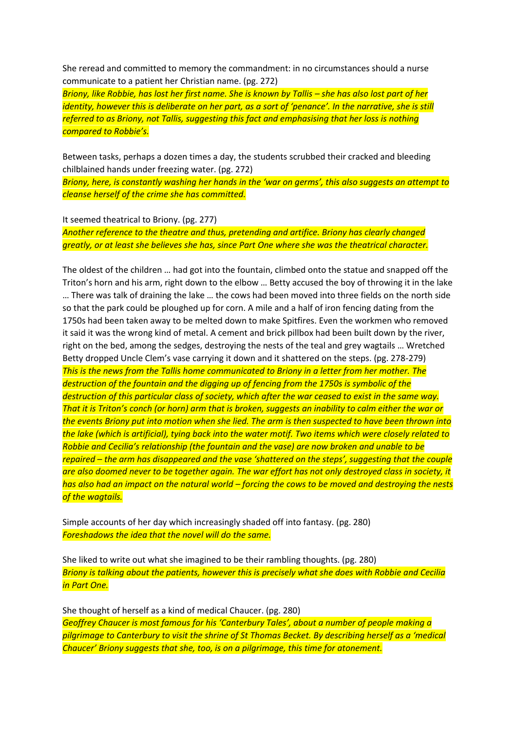She reread and committed to memory the commandment: in no circumstances should a nurse communicate to a patient her Christian name. (pg. 272)

*Briony, like Robbie, has lost her first name. She is known by Tallis – she has also lost part of her identity, however this is deliberate on her part, as a sort of 'penance'. In the narrative, she is still referred to as Briony, not Tallis, suggesting this fact and emphasising that her loss is nothing compared to Robbie's.*

Between tasks, perhaps a dozen times a day, the students scrubbed their cracked and bleeding chilblained hands under freezing water. (pg. 272)

*Briony, here, is constantly washing her hands in the 'war on germs', this also suggests an attempt to cleanse herself of the crime she has committed.*

It seemed theatrical to Briony. (pg. 277)

*Another reference to the theatre and thus, pretending and artifice. Briony has clearly changed greatly, or at least she believes she has, since Part One where she was the theatrical character.*

The oldest of the children … had got into the fountain, climbed onto the statue and snapped off the Triton's horn and his arm, right down to the elbow … Betty accused the boy of throwing it in the lake … There was talk of draining the lake … the cows had been moved into three fields on the north side so that the park could be ploughed up for corn. A mile and a half of iron fencing dating from the 1750s had been taken away to be melted down to make Spitfires. Even the workmen who removed it said it was the wrong kind of metal. A cement and brick pillbox had been built down by the river, right on the bed, among the sedges, destroying the nests of the teal and grey wagtails … Wretched Betty dropped Uncle Clem's vase carrying it down and it shattered on the steps. (pg. 278-279)

*This is the news from the Tallis home communicated to Briony in a letter from her mother. The destruction of the fountain and the digging up of fencing from the 1750s is symbolic of the destruction of this particular class of society, which after the war ceased to exist in the same way. That it is Triton's conch (or horn) arm that is broken, suggests an inability to calm either the war or the events Briony put into motion when she lied. The arm is then suspected to have been thrown into the lake (which is artificial), tying back into the water motif. Two items which were closely related to Robbie and Cecilia's relationship (the fountain and the vase) are now broken and unable to be repaired – the arm has disappeared and the vase 'shattered on the steps', suggesting that the couple are also doomed never to be together again. The war effort has not only destroyed class in society, it has also had an impact on the natural world – forcing the cows to be moved and destroying the nests of the wagtails.*

Simple accounts of her day which increasingly shaded off into fantasy. (pg. 280)

*Foreshadows the idea that the novel will do the same.*

She liked to write out what she imagined to be their rambling thoughts. (pg. 280)

*Briony is talking about the patients, however this is precisely what she does with Robbie and Cecilia in Part One.*

She thought of herself as a kind of medical Chaucer. (pg. 280)

*Geoffrey Chaucer is most famous for his 'Canterbury Tales', about a number of people making a pilgrimage to Canterbury to visit the shrine of St Thomas Becket. By describing herself as a 'medical Chaucer' Briony suggests that she, too, is on a pilgrimage, this time for atonement.*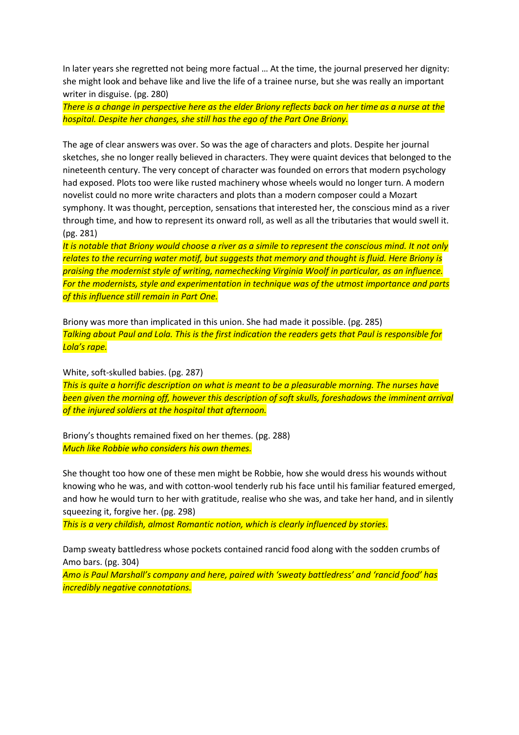In later years she regretted not being more factual … At the time, the journal preserved her dignity: she might look and behave like and live the life of a trainee nurse, but she was really an important writer in disguise. (pg. 280)

*There is a change in perspective here as the elder Briony reflects back on her time as a nurse at the hospital. Despite her changes, she still has the ego of the Part One Briony.*

The age of clear answers was over. So was the age of characters and plots. Despite her journal sketches, she no longer really believed in characters. They were quaint devices that belonged to the nineteenth century. The very concept of character was founded on errors that modern psychology had exposed. Plots too were like rusted machinery whose wheels would no longer turn. A modern novelist could no more write characters and plots than a modern composer could a Mozart symphony. It was thought, perception, sensations that interested her, the conscious mind as a river through time, and how to represent its onward roll, as well as all the tributaries that would swell it. (pg. 281)

*It is notable that Briony would choose a river as a simile to represent the conscious mind. It not only relates to the recurring water motif, but suggests that memory and thought is fluid. Here Briony is praising the modernist style of writing, namechecking Virginia Woolf in particular, as an influence. For the modernists, style and experimentation in technique was of the utmost importance and parts of this influence still remain in Part One.*

Briony was more than implicated in this union. She had made it possible. (pg. 285)

*Talking about Paul and Lola. This is the first indication the readers gets that Paul is responsible for Lola's rape.*

White, soft-skulled babies. (pg. 287)

*This is quite a horrific description on what is meant to be a pleasurable morning. The nurses have been given the morning off, however this description of soft skulls, foreshadows the imminent arrival of the injured soldiers at the hospital that afternoon.*

Briony's thoughts remained fixed on her themes. (pg. 288)

*Much like Robbie who considers his own themes.*

She thought too how one of these men might be Robbie, how she would dress his wounds without knowing who he was, and with cotton-wool tenderly rub his face until his familiar featured emerged, and how he would turn to her with gratitude, realise who she was, and take her hand, and in silently squeezing it, forgive her. (pg. 298)

*This is a very childish, almost Romantic notion, which is clearly influenced by stories.*

Damp sweaty battledress whose pockets contained rancid food along with the sodden crumbs of Amo bars. (pg. 304)

*Amo is Paul Marshall's company and here, paired with 'sweaty battledress' and 'rancid food' has incredibly negative connotations.*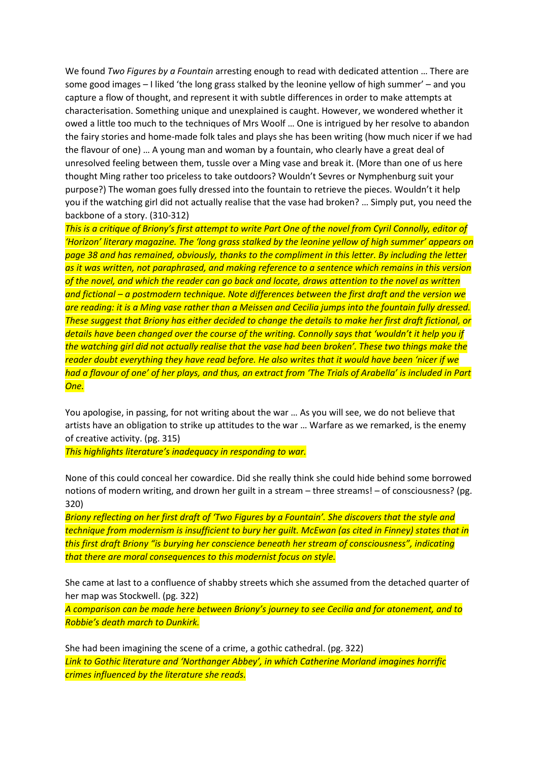We found *Two Figures by a Fountain* arresting enough to read with dedicated attention … There are some good images – I liked 'the long grass stalked by the leonine yellow of high summer' – and you capture a flow of thought, and represent it with subtle differences in order to make attempts at characterisation. Something unique and unexplained is caught. However, we wondered whether it owed a little too much to the techniques of Mrs Woolf … One is intrigued by her resolve to abandon the fairy stories and home-made folk tales and plays she has been writing (how much nicer if we had the flavour of one) … A young man and woman by a fountain, who clearly have a great deal of unresolved feeling between them, tussle over a Ming vase and break it. (More than one of us here thought Ming rather too priceless to take outdoors? Wouldn't Sevres or Nymphenburg suit your purpose?) The woman goes fully dressed into the fountain to retrieve the pieces. Wouldn't it help you if the watching girl did not actually realise that the vase had broken? … Simply put, you need the backbone of a story. (310-312)

*This is a critique of Briony's first attempt to write Part One of the novel from Cyril Connolly, editor of 'Horizon' literary magazine. The 'long grass stalked by the leonine yellow of high summer' appears on page 38 and has remained, obviously, thanks to the compliment in this letter. By including the letter as it was written, not paraphrased, and making reference to a sentence which remains in this version of the novel, and which the reader can go back and locate, draws attention to the novel as written and fictional – a postmodern technique. Note differences between the first draft and the version we are reading: it is a Ming vase rather than a Meissen and Cecilia jumps into the fountain fully dressed. These suggest that Briony has either decided to change the details to make her first draft fictional, or details have been changed over the course of the writing. Connolly says that 'wouldn't it help you if the watching girl did not actually realise that the vase had been broken'. These two things make the reader doubt everything they have read before. He also writes that it would have been 'nicer if we had a flavour of one' of her plays, and thus, an extract from 'The Trials of Arabella' is included in Part One.*

You apologise, in passing, for not writing about the war … As you will see, we do not believe that artists have an obligation to strike up attitudes to the war … Warfare as we remarked, is the enemy of creative activity. (pg. 315)

*This highlights literature's inadequacy in responding to war.*

None of this could conceal her cowardice. Did she really think she could hide behind some borrowed notions of modern writing, and drown her guilt in a stream – three streams! – of consciousness? (pg. 320)

*Briony reflecting on her first draft of 'Two Figures by a Fountain'. She discovers that the style and technique from modernism is insufficient to bury her guilt. McEwan (as cited in Finney) states that in this first draft Briony "is burying her conscience beneath her stream of consciousness", indicating that there are moral consequences to this modernist focus on style.*

She came at last to a confluence of shabby streets which she assumed from the detached quarter of her map was Stockwell. (pg. 322)

*A comparison can be made here between Briony's journey to see Cecilia and for atonement, and to Robbie's death march to Dunkirk.*

She had been imagining the scene of a crime, a gothic cathedral. (pg. 322)

*Link to Gothic literature and 'Northanger Abbey', in which Catherine Morland imagines horrific crimes influenced by the literature she reads.*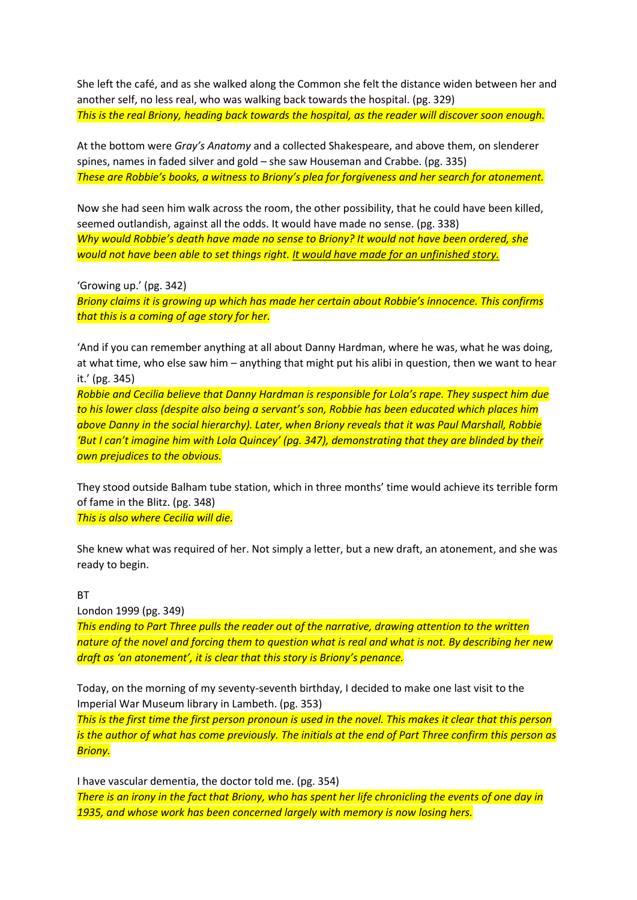She left the café, and as she walked along the Common she felt the distance widen between her and another self, no less real, who was walking back towards the hospital. (pg. 329)
*This is the real Briony, heading back towards the hospital, as the reader will discover soon enough.*

At the bottom were *Gray's Anatomy* and a collected Shakespeare, and above them, on slenderer spines, names in faded silver and gold – she saw Houseman and Crabbe. (pg. 335)
*These are Robbie's books, a witness to Briony's plea for forgiveness and her search for atonement.*

Now she had seen him walk across the room, the other possibility, that he could have been killed, seemed outlandish, against all the odds. It would have made no sense. (pg. 338)
*Why would Robbie's death have made no sense to Briony? It would not have been ordered, she would not have been able to set things right. <u>It would have made for an unfinished story.</u>*

'Growing up.' (pg. 342)
*Briony claims it is growing up which has made her certain about Robbie's innocence. This confirms that this is a coming of age story for her.*

'And if you can remember anything at all about Danny Hardman, where he was, what he was doing, at what time, who else saw him – anything that might put his alibi in question, then we want to hear it.' (pg. 345)
*Robbie and Cecilia believe that Danny Hardman is responsible for Lola's rape. They suspect him due to his lower class (despite also being a servant's son, Robbie has been educated which places him above Danny in the social hierarchy). Later, when Briony reveals that it was Paul Marshall, Robbie 'But I can't imagine him with Lola Quincey' (pg. 347), demonstrating that they are blinded by their own prejudices to the obvious.*

They stood outside Balham tube station, which in three months' time would achieve its terrible form of fame in the Blitz. (pg. 348)
*This is also where Cecilia will die.*

She knew what was required of her. Not simply a letter, but a new draft, an atonement, and she was ready to begin.

BT

London 1999 (pg. 349)
*This ending to Part Three pulls the reader out of the narrative, drawing attention to the written nature of the novel and forcing them to question what is real and what is not. By describing her new draft as 'an atonement', it is clear that this story is Briony's penance.*

Today, on the morning of my seventy-seventh birthday, I decided to make one last visit to the Imperial War Museum library in Lambeth. (pg. 353)
*This is the first time the first person pronoun is used in the novel. This makes it clear that this person is the author of what has come previously. The initials at the end of Part Three confirm this person as Briony.*

I have vascular dementia, the doctor told me. (pg. 354)
*There is an irony in the fact that Briony, who has spent her life chronicling the events of one day in 1935, and whose work has been concerned largely with memory is now losing hers.*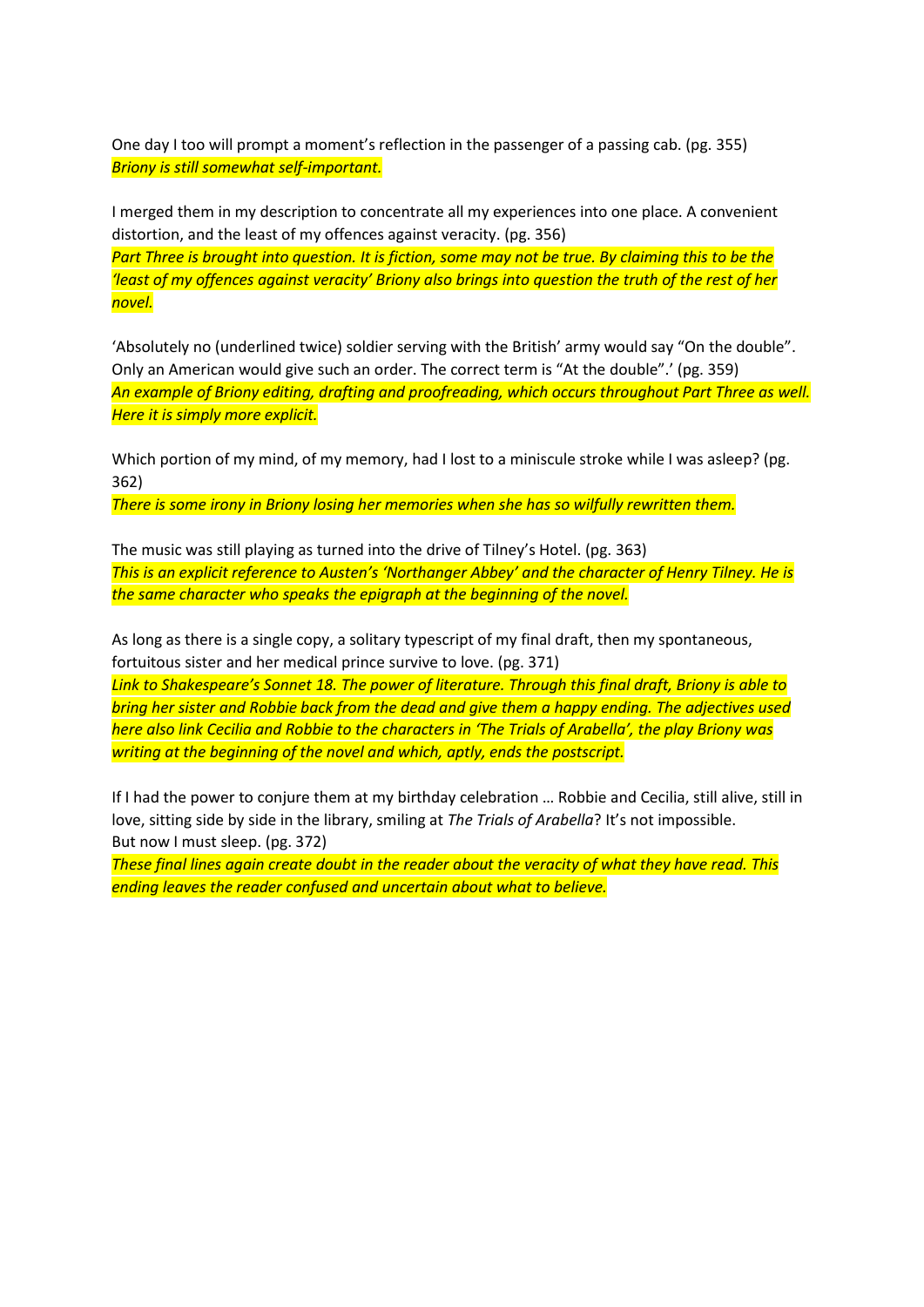One day I too will prompt a moment's reflection in the passenger of a passing cab. (pg. 355)
*Briony is still somewhat self-important.*

I merged them in my description to concentrate all my experiences into one place. A convenient distortion, and the least of my offences against veracity. (pg. 356)
*Part Three is brought into question. It is fiction, some may not be true. By claiming this to be the 'least of my offences against veracity' Briony also brings into question the truth of the rest of her novel.*

'Absolutely no (underlined twice) soldier serving with the British' army would say "On the double". Only an American would give such an order. The correct term is "At the double".' (pg. 359)
*An example of Briony editing, drafting and proofreading, which occurs throughout Part Three as well. Here it is simply more explicit.*

Which portion of my mind, of my memory, had I lost to a miniscule stroke while I was asleep? (pg. 362)
*There is some irony in Briony losing her memories when she has so wilfully rewritten them.*

The music was still playing as turned into the drive of Tilney's Hotel. (pg. 363)
*This is an explicit reference to Austen's 'Northanger Abbey' and the character of Henry Tilney. He is the same character who speaks the epigraph at the beginning of the novel.*

As long as there is a single copy, a solitary typescript of my final draft, then my spontaneous, fortuitous sister and her medical prince survive to love. (pg. 371)
*Link to Shakespeare's Sonnet 18. The power of literature. Through this final draft, Briony is able to bring her sister and Robbie back from the dead and give them a happy ending. The adjectives used here also link Cecilia and Robbie to the characters in 'The Trials of Arabella', the play Briony was writing at the beginning of the novel and which, aptly, ends the postscript.*

If I had the power to conjure them at my birthday celebration … Robbie and Cecilia, still alive, still in love, sitting side by side in the library, smiling at *The Trials of Arabella*? It's not impossible.
But now I must sleep. (pg. 372)
*These final lines again create doubt in the reader about the veracity of what they have read. This ending leaves the reader confused and uncertain about what to believe.*